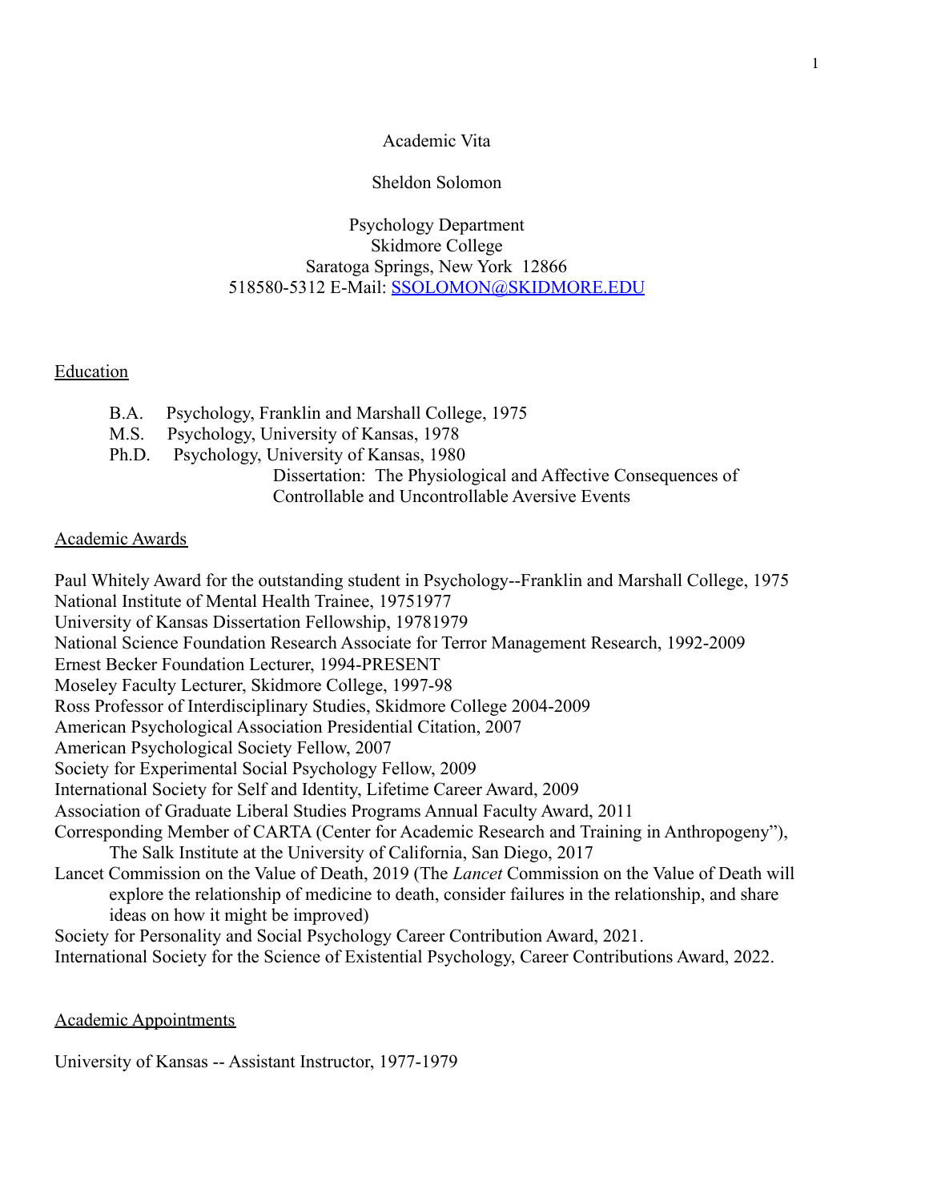# Academic Vita

## Sheldon Solomon

Psychology Department
Skidmore College
Saratoga Springs, New York 12866
518580-5312 E-Mail: SSOLOMON@SKIDMORE.EDU

## Education

- B.A. Psychology, Franklin and Marshall College, 1975
- M.S. Psychology, University of Kansas, 1978
- Ph.D. Psychology, University of Kansas, 1980
  - Dissertation: The Physiological and Affective Consequences of Controllable and Uncontrollable Aversive Events

## Academic Awards

Paul Whitely Award for the outstanding student in Psychology--Franklin and Marshall College, 1975
National Institute of Mental Health Trainee, 19751977
University of Kansas Dissertation Fellowship, 19781979
National Science Foundation Research Associate for Terror Management Research, 1992-2009
Ernest Becker Foundation Lecturer, 1994-PRESENT
Moseley Faculty Lecturer, Skidmore College, 1997-98
Ross Professor of Interdisciplinary Studies, Skidmore College 2004-2009
American Psychological Association Presidential Citation, 2007
American Psychological Society Fellow, 2007
Society for Experimental Social Psychology Fellow, 2009
International Society for Self and Identity, Lifetime Career Award, 2009
Association of Graduate Liberal Studies Programs Annual Faculty Award, 2011
Corresponding Member of CARTA (Center for Academic Research and Training in Anthropogeny"), The Salk Institute at the University of California, San Diego, 2017
Lancet Commission on the Value of Death, 2019 (The *Lancet* Commission on the Value of Death will explore the relationship of medicine to death, consider failures in the relationship, and share ideas on how it might be improved)
Society for Personality and Social Psychology Career Contribution Award, 2021.
International Society for the Science of Existential Psychology, Career Contributions Award, 2022.

## Academic Appointments

University of Kansas -- Assistant Instructor, 1977-1979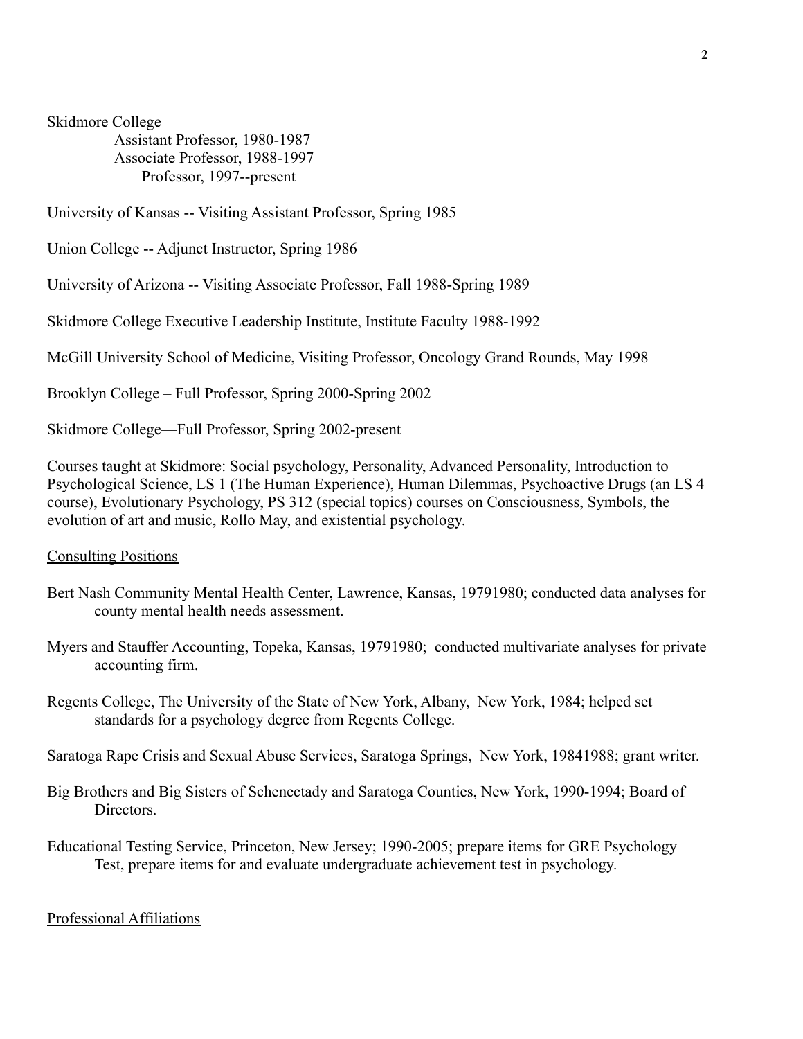Skidmore College
Assistant Professor, 1980-1987
Associate Professor, 1988-1997
Professor, 1997--present

University of Kansas -- Visiting Assistant Professor, Spring 1985

Union College -- Adjunct Instructor, Spring 1986

University of Arizona -- Visiting Associate Professor, Fall 1988-Spring 1989

Skidmore College Executive Leadership Institute, Institute Faculty 1988-1992

McGill University School of Medicine, Visiting Professor, Oncology Grand Rounds, May 1998

Brooklyn College – Full Professor, Spring 2000-Spring 2002

Skidmore College—Full Professor, Spring 2002-present

Courses taught at Skidmore: Social psychology, Personality, Advanced Personality, Introduction to Psychological Science, LS 1 (The Human Experience), Human Dilemmas, Psychoactive Drugs (an LS 4 course), Evolutionary Psychology, PS 312 (special topics) courses on Consciousness, Symbols, the evolution of art and music, Rollo May, and existential psychology.

## Consulting Positions

Bert Nash Community Mental Health Center, Lawrence, Kansas, 19791980; conducted data analyses for county mental health needs assessment.

Myers and Stauffer Accounting, Topeka, Kansas, 19791980; conducted multivariate analyses for private accounting firm.

Regents College, The University of the State of New York, Albany, New York, 1984; helped set standards for a psychology degree from Regents College.

Saratoga Rape Crisis and Sexual Abuse Services, Saratoga Springs, New York, 19841988; grant writer.

Big Brothers and Big Sisters of Schenectady and Saratoga Counties, New York, 1990-1994; Board of Directors.

Educational Testing Service, Princeton, New Jersey; 1990-2005; prepare items for GRE Psychology Test, prepare items for and evaluate undergraduate achievement test in psychology.

## Professional Affiliations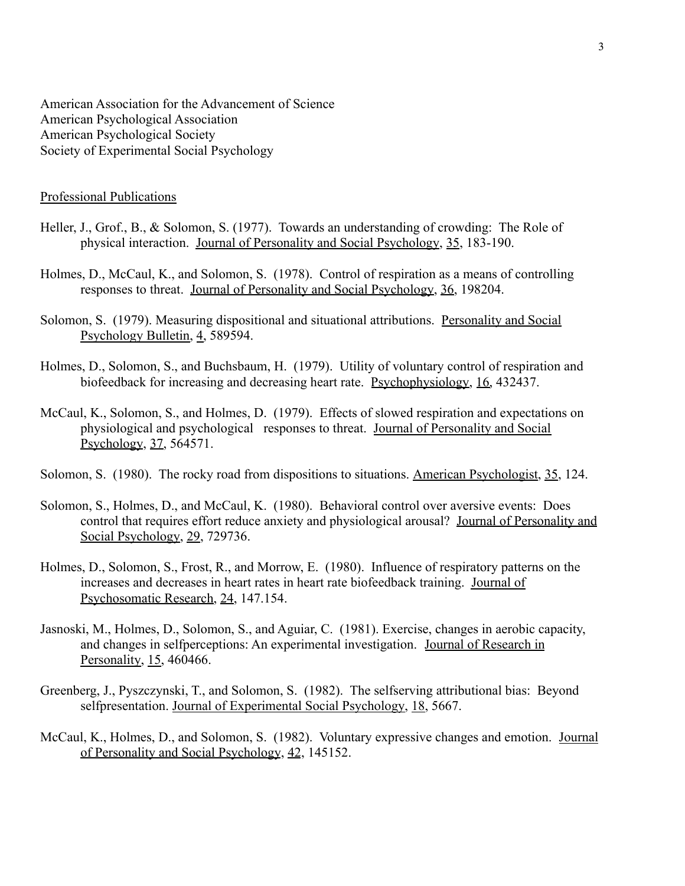American Association for the Advancement of Science
American Psychological Association
American Psychological Society
Society of Experimental Social Psychology

## Professional Publications

Heller, J., Grof., B., & Solomon, S. (1977). Towards an understanding of crowding: The Role of physical interaction. Journal of Personality and Social Psychology, 35, 183-190.

Holmes, D., McCaul, K., and Solomon, S. (1978). Control of respiration as a means of controlling responses to threat. Journal of Personality and Social Psychology, 36, 198204.

Solomon, S. (1979). Measuring dispositional and situational attributions. Personality and Social Psychology Bulletin, 4, 589594.

Holmes, D., Solomon, S., and Buchsbaum, H. (1979). Utility of voluntary control of respiration and biofeedback for increasing and decreasing heart rate. Psychophysiology, 16, 432437.

McCaul, K., Solomon, S., and Holmes, D. (1979). Effects of slowed respiration and expectations on physiological and psychological responses to threat. Journal of Personality and Social Psychology, 37, 564571.

Solomon, S. (1980). The rocky road from dispositions to situations. American Psychologist, 35, 124.

Solomon, S., Holmes, D., and McCaul, K. (1980). Behavioral control over aversive events: Does control that requires effort reduce anxiety and physiological arousal? Journal of Personality and Social Psychology, 29, 729736.

Holmes, D., Solomon, S., Frost, R., and Morrow, E. (1980). Influence of respiratory patterns on the increases and decreases in heart rates in heart rate biofeedback training. Journal of Psychosomatic Research, 24, 147.154.

Jasnoski, M., Holmes, D., Solomon, S., and Aguiar, C. (1981). Exercise, changes in aerobic capacity, and changes in selfperceptions: An experimental investigation. Journal of Research in Personality, 15, 460466.

Greenberg, J., Pyszczynski, T., and Solomon, S. (1982). The selfserving attributional bias: Beyond selfpresentation. Journal of Experimental Social Psychology, 18, 5667.

McCaul, K., Holmes, D., and Solomon, S. (1982). Voluntary expressive changes and emotion. Journal of Personality and Social Psychology, 42, 145152.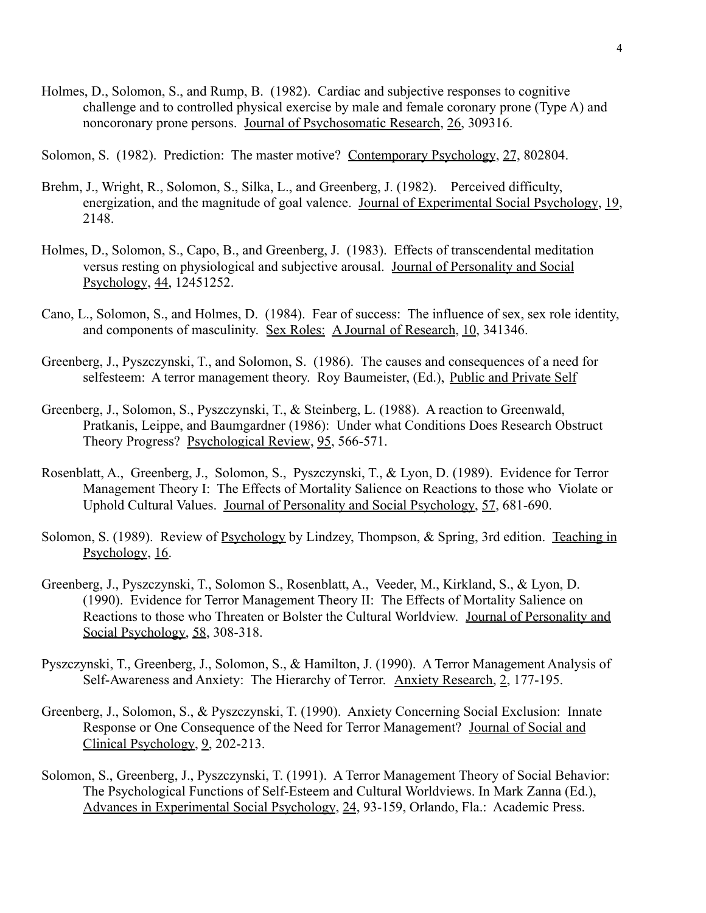Holmes, D., Solomon, S., and Rump, B. (1982). Cardiac and subjective responses to cognitive challenge and to controlled physical exercise by male and female coronary prone (Type A) and noncoronary prone persons. Journal of Psychosomatic Research, 26, 309316.

Solomon, S. (1982). Prediction: The master motive? Contemporary Psychology, 27, 802804.

Brehm, J., Wright, R., Solomon, S., Silka, L., and Greenberg, J. (1982). Perceived difficulty, energization, and the magnitude of goal valence. Journal of Experimental Social Psychology, 19, 2148.

Holmes, D., Solomon, S., Capo, B., and Greenberg, J. (1983). Effects of transcendental meditation versus resting on physiological and subjective arousal. Journal of Personality and Social Psychology, 44, 12451252.

Cano, L., Solomon, S., and Holmes, D. (1984). Fear of success: The influence of sex, sex role identity, and components of masculinity. Sex Roles: A Journal of Research, 10, 341346.

Greenberg, J., Pyszczynski, T., and Solomon, S. (1986). The causes and consequences of a need for selfesteem: A terror management theory. Roy Baumeister, (Ed.), Public and Private Self

Greenberg, J., Solomon, S., Pyszczynski, T., & Steinberg, L. (1988). A reaction to Greenwald, Pratkanis, Leippe, and Baumgardner (1986): Under what Conditions Does Research Obstruct Theory Progress? Psychological Review, 95, 566-571.

Rosenblatt, A., Greenberg, J., Solomon, S., Pyszczynski, T., & Lyon, D. (1989). Evidence for Terror Management Theory I: The Effects of Mortality Salience on Reactions to those who Violate or Uphold Cultural Values. Journal of Personality and Social Psychology, 57, 681-690.

Solomon, S. (1989). Review of Psychology by Lindzey, Thompson, & Spring, 3rd edition. Teaching in Psychology, 16.

Greenberg, J., Pyszczynski, T., Solomon S., Rosenblatt, A., Veeder, M., Kirkland, S., & Lyon, D. (1990). Evidence for Terror Management Theory II: The Effects of Mortality Salience on Reactions to those who Threaten or Bolster the Cultural Worldview. Journal of Personality and Social Psychology, 58, 308-318.

Pyszczynski, T., Greenberg, J., Solomon, S., & Hamilton, J. (1990). A Terror Management Analysis of Self-Awareness and Anxiety: The Hierarchy of Terror. Anxiety Research, 2, 177-195.

Greenberg, J., Solomon, S., & Pyszczynski, T. (1990). Anxiety Concerning Social Exclusion: Innate Response or One Consequence of the Need for Terror Management? Journal of Social and Clinical Psychology, 9, 202-213.

Solomon, S., Greenberg, J., Pyszczynski, T. (1991). A Terror Management Theory of Social Behavior: The Psychological Functions of Self-Esteem and Cultural Worldviews. In Mark Zanna (Ed.), Advances in Experimental Social Psychology, 24, 93-159, Orlando, Fla.: Academic Press.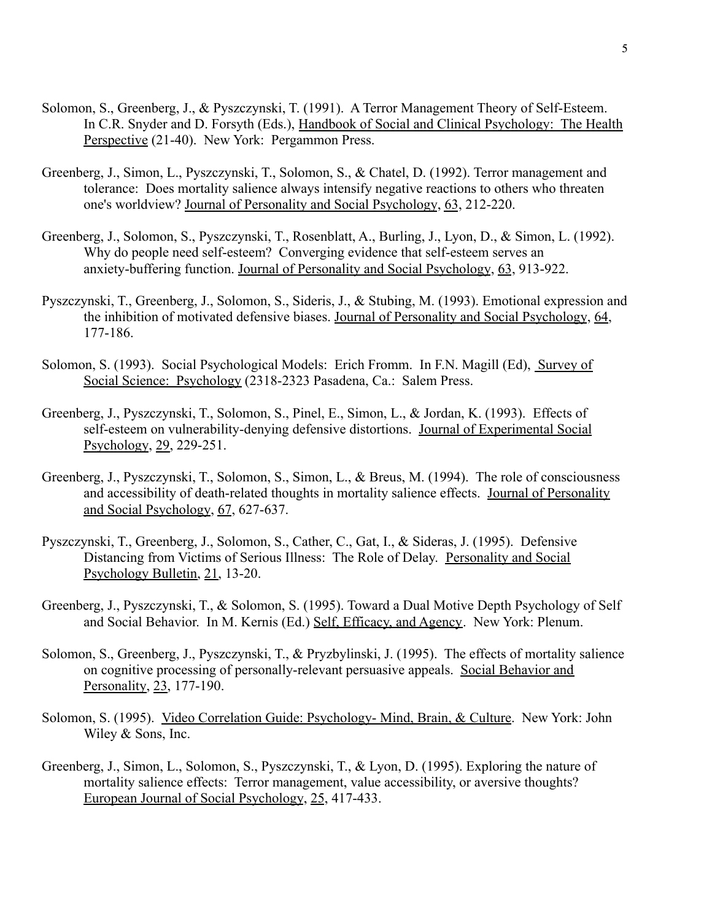Solomon, S., Greenberg, J., & Pyszczynski, T. (1991). A Terror Management Theory of Self-Esteem. In C.R. Snyder and D. Forsyth (Eds.), Handbook of Social and Clinical Psychology: The Health Perspective (21-40). New York: Pergammon Press.

Greenberg, J., Simon, L., Pyszczynski, T., Solomon, S., & Chatel, D. (1992). Terror management and tolerance: Does mortality salience always intensify negative reactions to others who threaten one's worldview? Journal of Personality and Social Psychology, 63, 212-220.

Greenberg, J., Solomon, S., Pyszczynski, T., Rosenblatt, A., Burling, J., Lyon, D., & Simon, L. (1992). Why do people need self-esteem? Converging evidence that self-esteem serves an anxiety-buffering function. Journal of Personality and Social Psychology, 63, 913-922.

Pyszczynski, T., Greenberg, J., Solomon, S., Sideris, J., & Stubing, M. (1993). Emotional expression and the inhibition of motivated defensive biases. Journal of Personality and Social Psychology, 64, 177-186.

Solomon, S. (1993). Social Psychological Models: Erich Fromm. In F.N. Magill (Ed), Survey of Social Science: Psychology (2318-2323 Pasadena, Ca.: Salem Press.

Greenberg, J., Pyszczynski, T., Solomon, S., Pinel, E., Simon, L., & Jordan, K. (1993). Effects of self-esteem on vulnerability-denying defensive distortions. Journal of Experimental Social Psychology, 29, 229-251.

Greenberg, J., Pyszczynski, T., Solomon, S., Simon, L., & Breus, M. (1994). The role of consciousness and accessibility of death-related thoughts in mortality salience effects. Journal of Personality and Social Psychology, 67, 627-637.

Pyszczynski, T., Greenberg, J., Solomon, S., Cather, C., Gat, I., & Sideras, J. (1995). Defensive Distancing from Victims of Serious Illness: The Role of Delay. Personality and Social Psychology Bulletin, 21, 13-20.

Greenberg, J., Pyszczynski, T., & Solomon, S. (1995). Toward a Dual Motive Depth Psychology of Self and Social Behavior. In M. Kernis (Ed.) Self, Efficacy, and Agency. New York: Plenum.

Solomon, S., Greenberg, J., Pyszczynski, T., & Pryzbylinski, J. (1995). The effects of mortality salience on cognitive processing of personally-relevant persuasive appeals. Social Behavior and Personality, 23, 177-190.

Solomon, S. (1995). Video Correlation Guide: Psychology- Mind, Brain, & Culture. New York: John Wiley & Sons, Inc.

Greenberg, J., Simon, L., Solomon, S., Pyszczynski, T., & Lyon, D. (1995). Exploring the nature of mortality salience effects: Terror management, value accessibility, or aversive thoughts? European Journal of Social Psychology, 25, 417-433.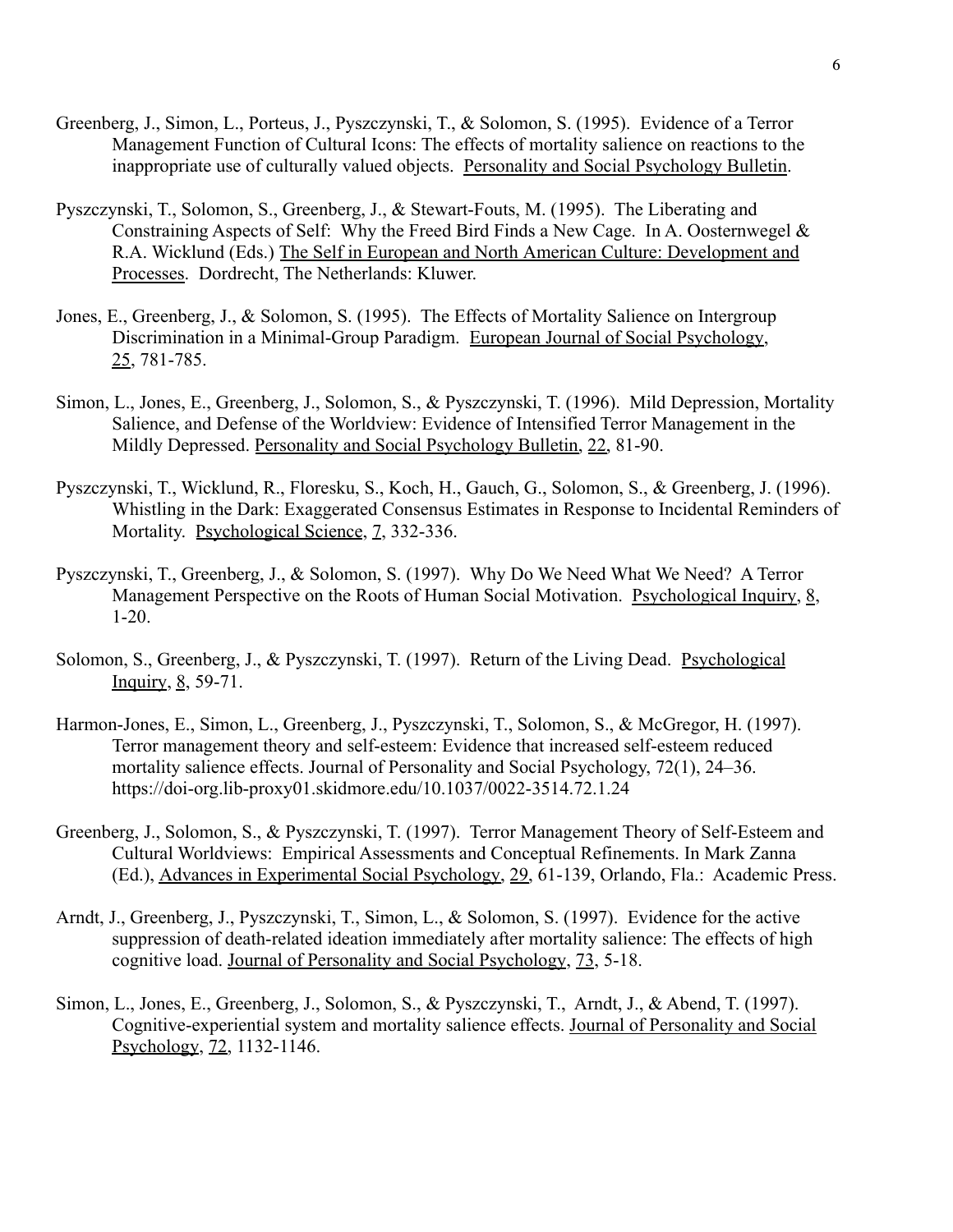Greenberg, J., Simon, L., Porteus, J., Pyszczynski, T., & Solomon, S. (1995). Evidence of a Terror Management Function of Cultural Icons: The effects of mortality salience on reactions to the inappropriate use of culturally valued objects. Personality and Social Psychology Bulletin.

Pyszczynski, T., Solomon, S., Greenberg, J., & Stewart-Fouts, M. (1995). The Liberating and Constraining Aspects of Self: Why the Freed Bird Finds a New Cage. In A. Oosternwegel & R.A. Wicklund (Eds.) The Self in European and North American Culture: Development and Processes. Dordrecht, The Netherlands: Kluwer.

Jones, E., Greenberg, J., & Solomon, S. (1995). The Effects of Mortality Salience on Intergroup Discrimination in a Minimal-Group Paradigm. European Journal of Social Psychology, 25, 781-785.

Simon, L., Jones, E., Greenberg, J., Solomon, S., & Pyszczynski, T. (1996). Mild Depression, Mortality Salience, and Defense of the Worldview: Evidence of Intensified Terror Management in the Mildly Depressed. Personality and Social Psychology Bulletin, 22, 81-90.

Pyszczynski, T., Wicklund, R., Floresku, S., Koch, H., Gauch, G., Solomon, S., & Greenberg, J. (1996). Whistling in the Dark: Exaggerated Consensus Estimates in Response to Incidental Reminders of Mortality. Psychological Science, 7, 332-336.

Pyszczynski, T., Greenberg, J., & Solomon, S. (1997). Why Do We Need What We Need? A Terror Management Perspective on the Roots of Human Social Motivation. Psychological Inquiry, 8, 1-20.

Solomon, S., Greenberg, J., & Pyszczynski, T. (1997). Return of the Living Dead. Psychological Inquiry, 8, 59-71.

Harmon-Jones, E., Simon, L., Greenberg, J., Pyszczynski, T., Solomon, S., & McGregor, H. (1997). Terror management theory and self-esteem: Evidence that increased self-esteem reduced mortality salience effects. Journal of Personality and Social Psychology, 72(1), 24–36. https://doi-org.lib-proxy01.skidmore.edu/10.1037/0022-3514.72.1.24

Greenberg, J., Solomon, S., & Pyszczynski, T. (1997). Terror Management Theory of Self-Esteem and Cultural Worldviews: Empirical Assessments and Conceptual Refinements. In Mark Zanna (Ed.), Advances in Experimental Social Psychology, 29, 61-139, Orlando, Fla.: Academic Press.

Arndt, J., Greenberg, J., Pyszczynski, T., Simon, L., & Solomon, S. (1997). Evidence for the active suppression of death-related ideation immediately after mortality salience: The effects of high cognitive load. Journal of Personality and Social Psychology, 73, 5-18.

Simon, L., Jones, E., Greenberg, J., Solomon, S., & Pyszczynski, T., Arndt, J., & Abend, T. (1997). Cognitive-experiential system and mortality salience effects. Journal of Personality and Social Psychology, 72, 1132-1146.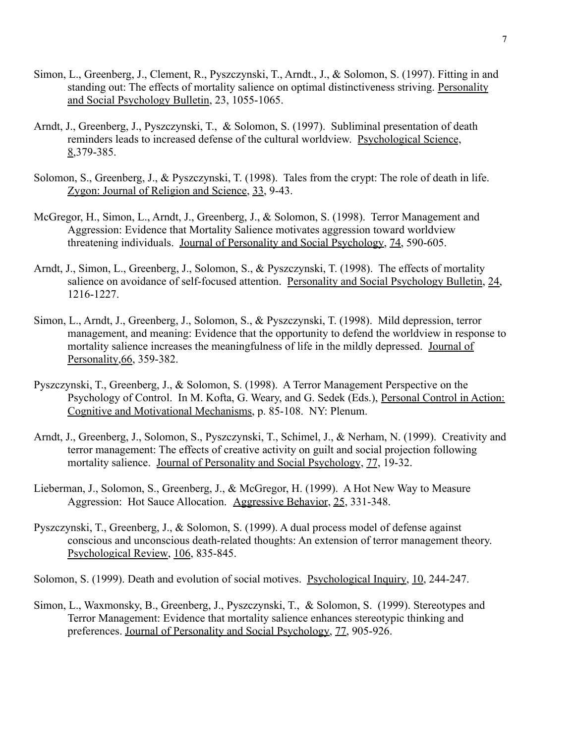Simon, L., Greenberg, J., Clement, R., Pyszczynski, T., Arndt., J., & Solomon, S. (1997). Fitting in and standing out: The effects of mortality salience on optimal distinctiveness striving. Personality and Social Psychology Bulletin, 23, 1055-1065.

Arndt, J., Greenberg, J., Pyszczynski, T., & Solomon, S. (1997). Subliminal presentation of death reminders leads to increased defense of the cultural worldview. Psychological Science, 8,379-385.

Solomon, S., Greenberg, J., & Pyszczynski, T. (1998). Tales from the crypt: The role of death in life. Zygon: Journal of Religion and Science, 33, 9-43.

McGregor, H., Simon, L., Arndt, J., Greenberg, J., & Solomon, S. (1998). Terror Management and Aggression: Evidence that Mortality Salience motivates aggression toward worldview threatening individuals. Journal of Personality and Social Psychology, 74, 590-605.

Arndt, J., Simon, L., Greenberg, J., Solomon, S., & Pyszczynski, T. (1998). The effects of mortality salience on avoidance of self-focused attention. Personality and Social Psychology Bulletin, 24, 1216-1227.

Simon, L., Arndt, J., Greenberg, J., Solomon, S., & Pyszczynski, T. (1998). Mild depression, terror management, and meaning: Evidence that the opportunity to defend the worldview in response to mortality salience increases the meaningfulness of life in the mildly depressed. Journal of Personality,66, 359-382.

Pyszczynski, T., Greenberg, J., & Solomon, S. (1998). A Terror Management Perspective on the Psychology of Control. In M. Kofta, G. Weary, and G. Sedek (Eds.), Personal Control in Action: Cognitive and Motivational Mechanisms, p. 85-108. NY: Plenum.

Arndt, J., Greenberg, J., Solomon, S., Pyszczynski, T., Schimel, J., & Nerham, N. (1999). Creativity and terror management: The effects of creative activity on guilt and social projection following mortality salience. Journal of Personality and Social Psychology, 77, 19-32.

Lieberman, J., Solomon, S., Greenberg, J., & McGregor, H. (1999). A Hot New Way to Measure Aggression: Hot Sauce Allocation. Aggressive Behavior, 25, 331-348.

Pyszczynski, T., Greenberg, J., & Solomon, S. (1999). A dual process model of defense against conscious and unconscious death-related thoughts: An extension of terror management theory. Psychological Review, 106, 835-845.

Solomon, S. (1999). Death and evolution of social motives. Psychological Inquiry, 10, 244-247.

Simon, L., Waxmonsky, B., Greenberg, J., Pyszczynski, T., & Solomon, S. (1999). Stereotypes and Terror Management: Evidence that mortality salience enhances stereotypic thinking and preferences. Journal of Personality and Social Psychology, 77, 905-926.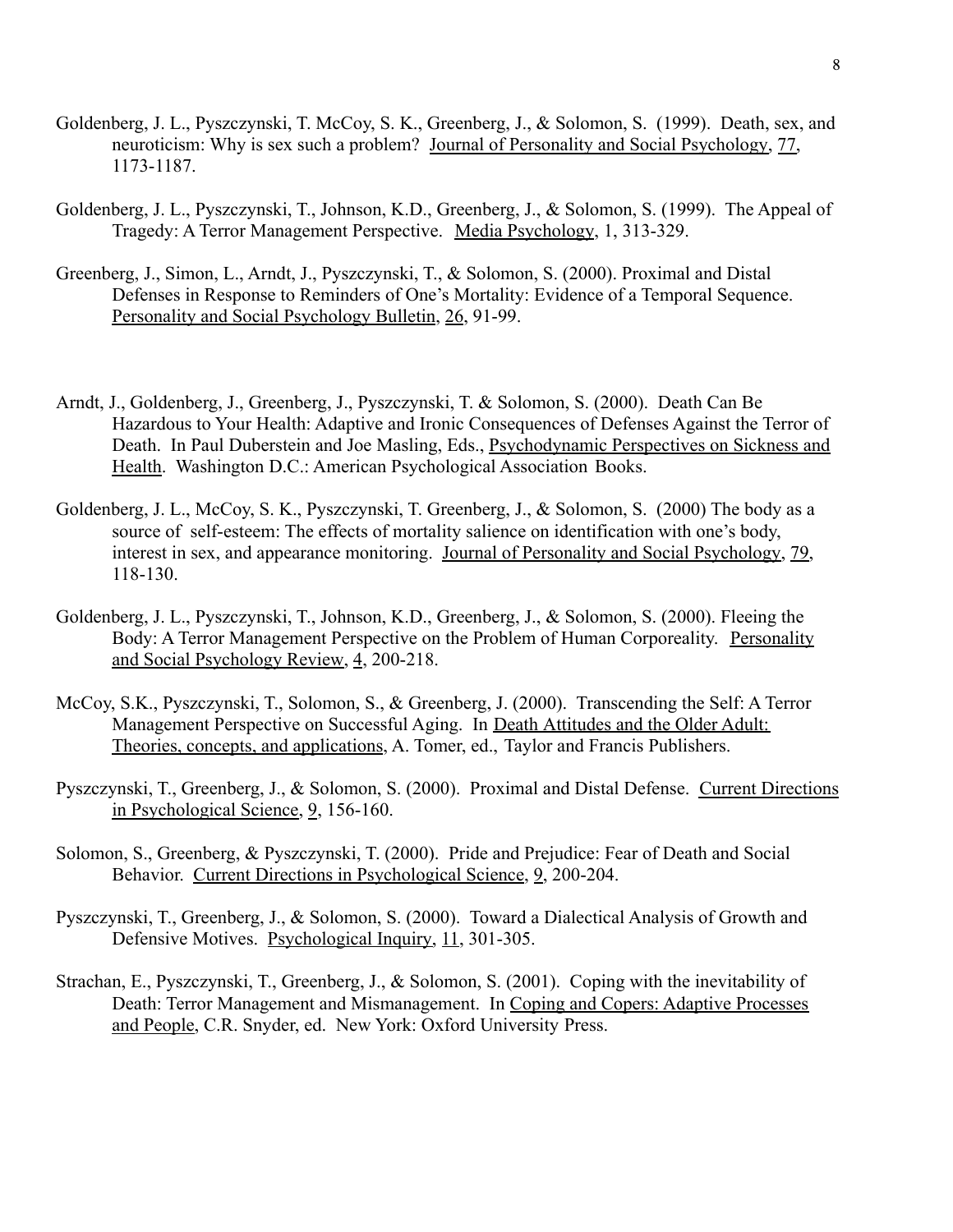Goldenberg, J. L., Pyszczynski, T. McCoy, S. K., Greenberg, J., & Solomon, S. (1999). Death, sex, and neuroticism: Why is sex such a problem? Journal of Personality and Social Psychology, 77, 1173-1187.

Goldenberg, J. L., Pyszczynski, T., Johnson, K.D., Greenberg, J., & Solomon, S. (1999). The Appeal of Tragedy: A Terror Management Perspective. Media Psychology, 1, 313-329.

Greenberg, J., Simon, L., Arndt, J., Pyszczynski, T., & Solomon, S. (2000). Proximal and Distal Defenses in Response to Reminders of One's Mortality: Evidence of a Temporal Sequence. Personality and Social Psychology Bulletin, 26, 91-99.

Arndt, J., Goldenberg, J., Greenberg, J., Pyszczynski, T. & Solomon, S. (2000). Death Can Be Hazardous to Your Health: Adaptive and Ironic Consequences of Defenses Against the Terror of Death. In Paul Duberstein and Joe Masling, Eds., Psychodynamic Perspectives on Sickness and Health. Washington D.C.: American Psychological Association Books.

Goldenberg, J. L., McCoy, S. K., Pyszczynski, T. Greenberg, J., & Solomon, S. (2000) The body as a source of self-esteem: The effects of mortality salience on identification with one's body, interest in sex, and appearance monitoring. Journal of Personality and Social Psychology, 79, 118-130.

Goldenberg, J. L., Pyszczynski, T., Johnson, K.D., Greenberg, J., & Solomon, S. (2000). Fleeing the Body: A Terror Management Perspective on the Problem of Human Corporeality. Personality and Social Psychology Review, 4, 200-218.

McCoy, S.K., Pyszczynski, T., Solomon, S., & Greenberg, J. (2000). Transcending the Self: A Terror Management Perspective on Successful Aging. In Death Attitudes and the Older Adult: Theories, concepts, and applications, A. Tomer, ed., Taylor and Francis Publishers.

Pyszczynski, T., Greenberg, J., & Solomon, S. (2000). Proximal and Distal Defense. Current Directions in Psychological Science, 9, 156-160.

Solomon, S., Greenberg, & Pyszczynski, T. (2000). Pride and Prejudice: Fear of Death and Social Behavior. Current Directions in Psychological Science, 9, 200-204.

Pyszczynski, T., Greenberg, J., & Solomon, S. (2000). Toward a Dialectical Analysis of Growth and Defensive Motives. Psychological Inquiry, 11, 301-305.

Strachan, E., Pyszczynski, T., Greenberg, J., & Solomon, S. (2001). Coping with the inevitability of Death: Terror Management and Mismanagement. In Coping and Copers: Adaptive Processes and People, C.R. Snyder, ed. New York: Oxford University Press.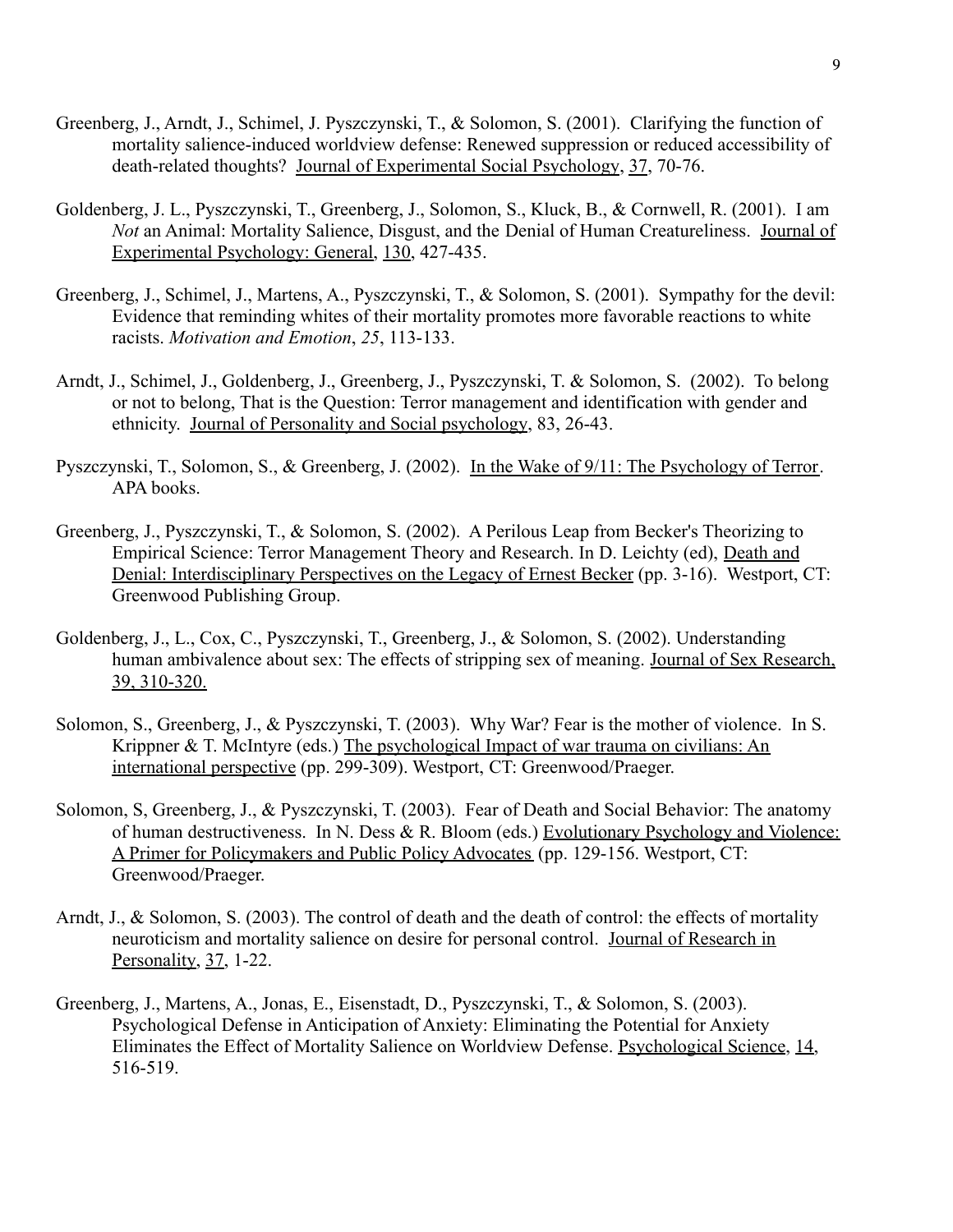Greenberg, J., Arndt, J., Schimel, J. Pyszczynski, T., & Solomon, S. (2001). Clarifying the function of mortality salience-induced worldview defense: Renewed suppression or reduced accessibility of death-related thoughts? Journal of Experimental Social Psychology, 37, 70-76.

Goldenberg, J. L., Pyszczynski, T., Greenberg, J., Solomon, S., Kluck, B., & Cornwell, R. (2001). I am *Not* an Animal: Mortality Salience, Disgust, and the Denial of Human Creatureliness. Journal of Experimental Psychology: General, 130, 427-435.

Greenberg, J., Schimel, J., Martens, A., Pyszczynski, T., & Solomon, S. (2001). Sympathy for the devil: Evidence that reminding whites of their mortality promotes more favorable reactions to white racists. *Motivation and Emotion*, *25*, 113-133.

Arndt, J., Schimel, J., Goldenberg, J., Greenberg, J., Pyszczynski, T. & Solomon, S. (2002). To belong or not to belong, That is the Question: Terror management and identification with gender and ethnicity. Journal of Personality and Social psychology, 83, 26-43.

Pyszczynski, T., Solomon, S., & Greenberg, J. (2002). In the Wake of 9/11: The Psychology of Terror. APA books.

Greenberg, J., Pyszczynski, T., & Solomon, S. (2002). A Perilous Leap from Becker's Theorizing to Empirical Science: Terror Management Theory and Research. In D. Leichty (ed), Death and Denial: Interdisciplinary Perspectives on the Legacy of Ernest Becker (pp. 3-16). Westport, CT: Greenwood Publishing Group.

Goldenberg, J., L., Cox, C., Pyszczynski, T., Greenberg, J., & Solomon, S. (2002). Understanding human ambivalence about sex: The effects of stripping sex of meaning. Journal of Sex Research, 39, 310-320.

Solomon, S., Greenberg, J., & Pyszczynski, T. (2003). Why War? Fear is the mother of violence. In S. Krippner & T. McIntyre (eds.) The psychological Impact of war trauma on civilians: An international perspective (pp. 299-309). Westport, CT: Greenwood/Praeger.

Solomon, S, Greenberg, J., & Pyszczynski, T. (2003). Fear of Death and Social Behavior: The anatomy of human destructiveness. In N. Dess & R. Bloom (eds.) Evolutionary Psychology and Violence: A Primer for Policymakers and Public Policy Advocates (pp. 129-156. Westport, CT: Greenwood/Praeger.

Arndt, J., & Solomon, S. (2003). The control of death and the death of control: the effects of mortality neuroticism and mortality salience on desire for personal control. Journal of Research in Personality, 37, 1-22.

Greenberg, J., Martens, A., Jonas, E., Eisenstadt, D., Pyszczynski, T., & Solomon, S. (2003). Psychological Defense in Anticipation of Anxiety: Eliminating the Potential for Anxiety Eliminates the Effect of Mortality Salience on Worldview Defense. Psychological Science, 14, 516-519.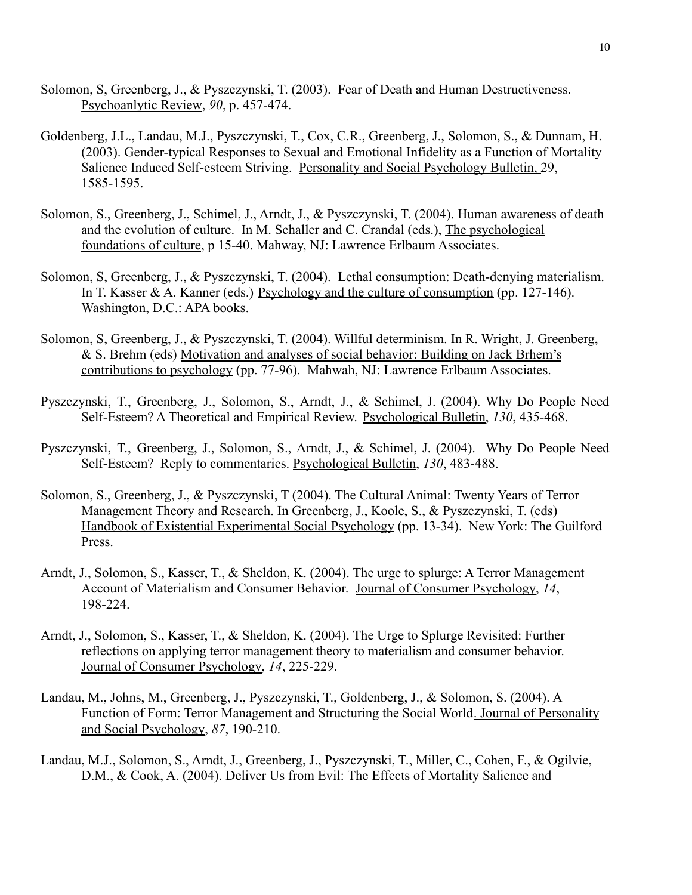Solomon, S, Greenberg, J., & Pyszczynski, T. (2003). Fear of Death and Human Destructiveness. Psychoanlytic Review, *90*, p. 457-474.

Goldenberg, J.L., Landau, M.J., Pyszczynski, T., Cox, C.R., Greenberg, J., Solomon, S., & Dunnam, H. (2003). Gender-typical Responses to Sexual and Emotional Infidelity as a Function of Mortality Salience Induced Self-esteem Striving. Personality and Social Psychology Bulletin, 29, 1585-1595.

Solomon, S., Greenberg, J., Schimel, J., Arndt, J., & Pyszczynski, T. (2004). Human awareness of death and the evolution of culture. In M. Schaller and C. Crandal (eds.), The psychological foundations of culture, p 15-40. Mahway, NJ: Lawrence Erlbaum Associates.

Solomon, S, Greenberg, J., & Pyszczynski, T. (2004). Lethal consumption: Death-denying materialism. In T. Kasser & A. Kanner (eds.) Psychology and the culture of consumption (pp. 127-146). Washington, D.C.: APA books.

Solomon, S, Greenberg, J., & Pyszczynski, T. (2004). Willful determinism. In R. Wright, J. Greenberg, & S. Brehm (eds) Motivation and analyses of social behavior: Building on Jack Brhem's contributions to psychology (pp. 77-96). Mahwah, NJ: Lawrence Erlbaum Associates.

Pyszczynski, T., Greenberg, J., Solomon, S., Arndt, J., & Schimel, J. (2004). Why Do People Need Self-Esteem? A Theoretical and Empirical Review. Psychological Bulletin, *130*, 435-468.

Pyszczynski, T., Greenberg, J., Solomon, S., Arndt, J., & Schimel, J. (2004). Why Do People Need Self-Esteem? Reply to commentaries. Psychological Bulletin, *130*, 483-488.

Solomon, S., Greenberg, J., & Pyszczynski, T (2004). The Cultural Animal: Twenty Years of Terror Management Theory and Research. In Greenberg, J., Koole, S., & Pyszczynski, T. (eds) Handbook of Existential Experimental Social Psychology (pp. 13-34). New York: The Guilford Press.

Arndt, J., Solomon, S., Kasser, T., & Sheldon, K. (2004). The urge to splurge: A Terror Management Account of Materialism and Consumer Behavior. Journal of Consumer Psychology, *14*, 198-224.

Arndt, J., Solomon, S., Kasser, T., & Sheldon, K. (2004). The Urge to Splurge Revisited: Further reflections on applying terror management theory to materialism and consumer behavior. Journal of Consumer Psychology, *14*, 225-229.

Landau, M., Johns, M., Greenberg, J., Pyszczynski, T., Goldenberg, J., & Solomon, S. (2004). A Function of Form: Terror Management and Structuring the Social World. Journal of Personality and Social Psychology, *87*, 190-210.

Landau, M.J., Solomon, S., Arndt, J., Greenberg, J., Pyszczynski, T., Miller, C., Cohen, F., & Ogilvie, D.M., & Cook, A. (2004). Deliver Us from Evil: The Effects of Mortality Salience and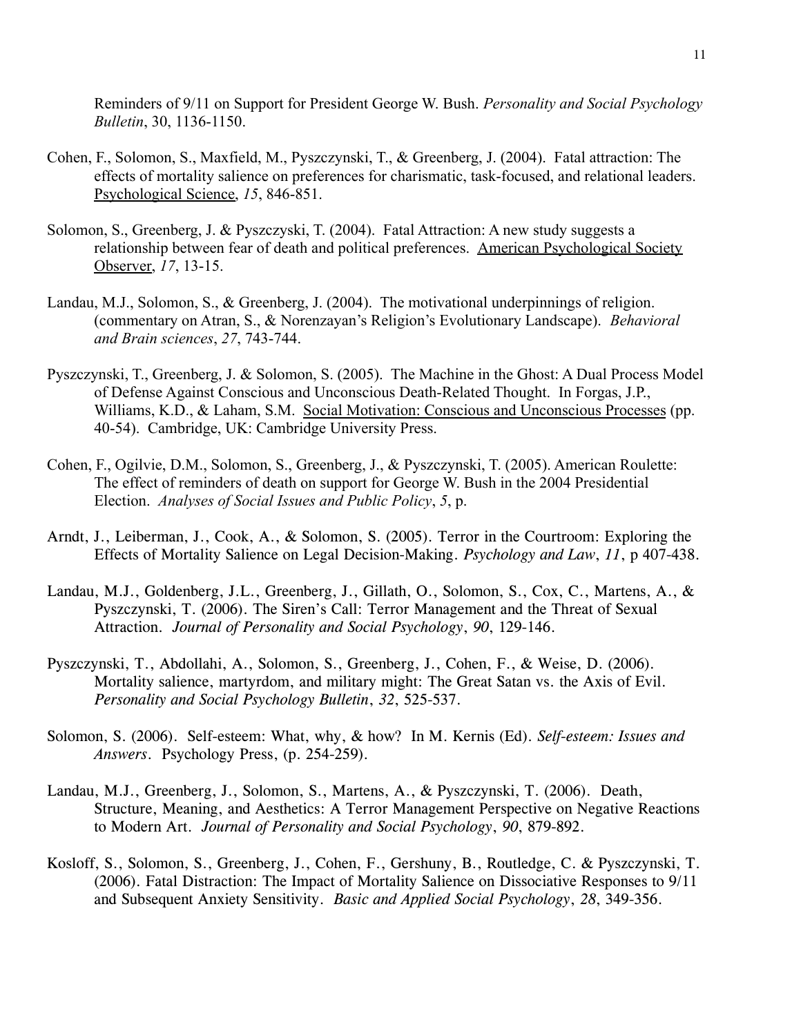Reminders of 9/11 on Support for President George W. Bush. *Personality and Social Psychology Bulletin*, 30, 1136-1150.

Cohen, F., Solomon, S., Maxfield, M., Pyszczynski, T., & Greenberg, J. (2004). Fatal attraction: The effects of mortality salience on preferences for charismatic, task-focused, and relational leaders. Psychological Science, *15*, 846-851.

Solomon, S., Greenberg, J. & Pyszczyski, T. (2004). Fatal Attraction: A new study suggests a relationship between fear of death and political preferences. American Psychological Society Observer, *17*, 13-15.

Landau, M.J., Solomon, S., & Greenberg, J. (2004). The motivational underpinnings of religion. (commentary on Atran, S., & Norenzayan's Religion's Evolutionary Landscape). *Behavioral and Brain sciences*, *27*, 743-744.

Pyszczynski, T., Greenberg, J. & Solomon, S. (2005). The Machine in the Ghost: A Dual Process Model of Defense Against Conscious and Unconscious Death-Related Thought. In Forgas, J.P., Williams, K.D., & Laham, S.M. Social Motivation: Conscious and Unconscious Processes (pp. 40-54). Cambridge, UK: Cambridge University Press.

Cohen, F., Ogilvie, D.M., Solomon, S., Greenberg, J., & Pyszczynski, T. (2005). American Roulette: The effect of reminders of death on support for George W. Bush in the 2004 Presidential Election. *Analyses of Social Issues and Public Policy*, *5*, p.

Arndt, J., Leiberman, J., Cook, A., & Solomon, S. (2005). Terror in the Courtroom: Exploring the Effects of Mortality Salience on Legal Decision-Making. *Psychology and Law*, *11*, p 407-438.

Landau, M.J., Goldenberg, J.L., Greenberg, J., Gillath, O., Solomon, S., Cox, C., Martens, A., & Pyszczynski, T. (2006). The Siren's Call: Terror Management and the Threat of Sexual Attraction. *Journal of Personality and Social Psychology*, *90*, 129-146.

Pyszczynski, T., Abdollahi, A., Solomon, S., Greenberg, J., Cohen, F., & Weise, D. (2006). Mortality salience, martyrdom, and military might: The Great Satan vs. the Axis of Evil. *Personality and Social Psychology Bulletin*, *32*, 525-537.

Solomon, S. (2006). Self-esteem: What, why, & how? In M. Kernis (Ed). *Self-esteem: Issues and Answers*. Psychology Press, (p. 254-259).

Landau, M.J., Greenberg, J., Solomon, S., Martens, A., & Pyszczynski, T. (2006). Death, Structure, Meaning, and Aesthetics: A Terror Management Perspective on Negative Reactions to Modern Art. *Journal of Personality and Social Psychology*, *90*, 879-892.

Kosloff, S., Solomon, S., Greenberg, J., Cohen, F., Gershuny, B., Routledge, C. & Pyszczynski, T. (2006). Fatal Distraction: The Impact of Mortality Salience on Dissociative Responses to 9/11 and Subsequent Anxiety Sensitivity. *Basic and Applied Social Psychology*, *28*, 349-356.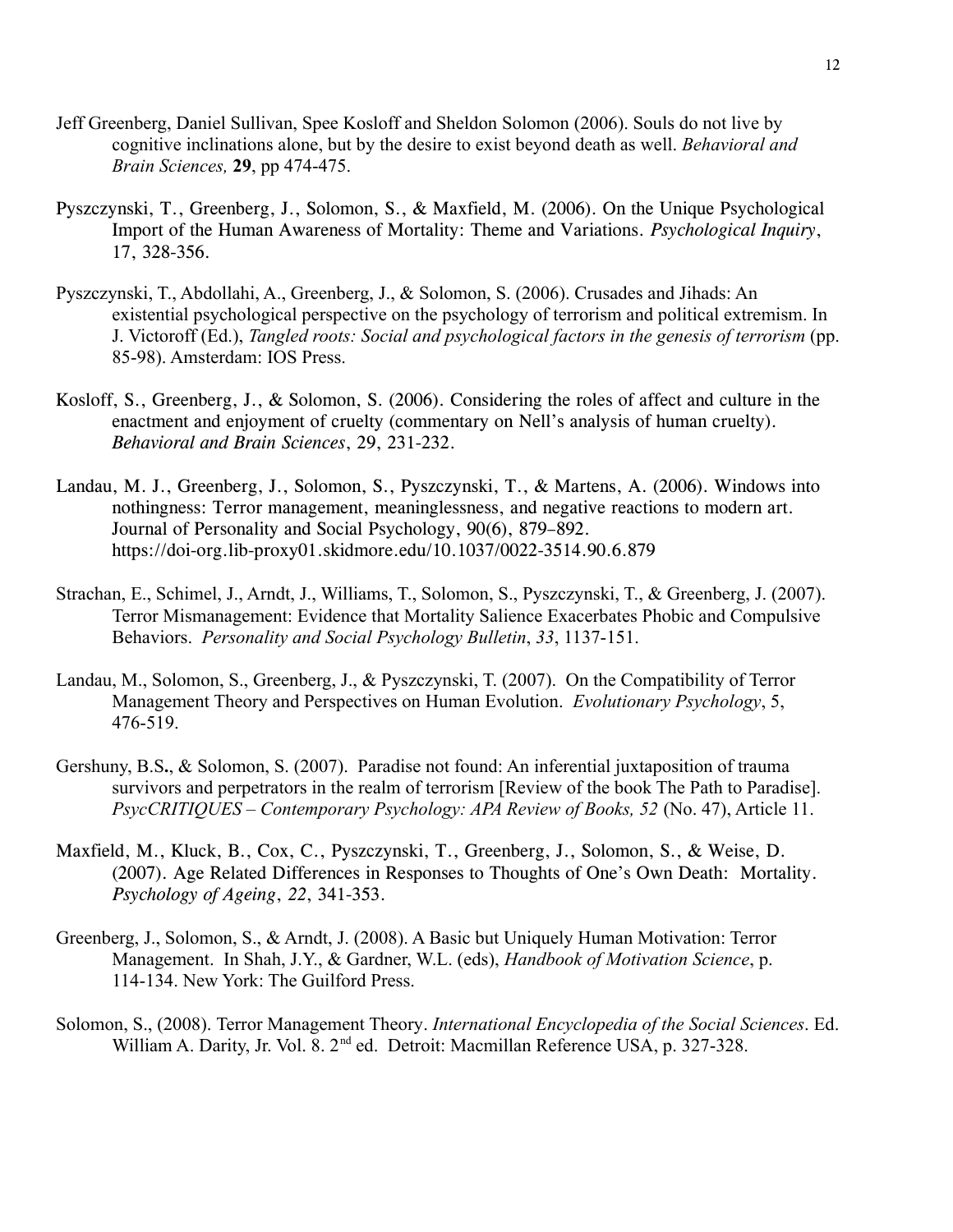Jeff Greenberg, Daniel Sullivan, Spee Kosloff and Sheldon Solomon (2006). Souls do not live by cognitive inclinations alone, but by the desire to exist beyond death as well. *Behavioral and Brain Sciences,* **29**, pp 474-475.

Pyszczynski, T., Greenberg, J., Solomon, S., & Maxfield, M. (2006). On the Unique Psychological Import of the Human Awareness of Mortality: Theme and Variations. *Psychological Inquiry*, 17, 328-356.

Pyszczynski, T., Abdollahi, A., Greenberg, J., & Solomon, S. (2006). Crusades and Jihads: An existential psychological perspective on the psychology of terrorism and political extremism. In J. Victoroff (Ed.), *Tangled roots: Social and psychological factors in the genesis of terrorism* (pp. 85-98). Amsterdam: IOS Press.

Kosloff, S., Greenberg, J., & Solomon, S. (2006). Considering the roles of affect and culture in the enactment and enjoyment of cruelty (commentary on Nell's analysis of human cruelty). *Behavioral and Brain Sciences*, 29, 231-232.

Landau, M. J., Greenberg, J., Solomon, S., Pyszczynski, T., & Martens, A. (2006). Windows into nothingness: Terror management, meaninglessness, and negative reactions to modern art. Journal of Personality and Social Psychology, 90(6), 879–892. https://doi-org.lib-proxy01.skidmore.edu/10.1037/0022-3514.90.6.879

Strachan, E., Schimel, J., Arndt, J., Williams, T., Solomon, S., Pyszczynski, T., & Greenberg, J. (2007). Terror Mismanagement: Evidence that Mortality Salience Exacerbates Phobic and Compulsive Behaviors. *Personality and Social Psychology Bulletin*, *33*, 1137-151.

Landau, M., Solomon, S., Greenberg, J., & Pyszczynski, T. (2007). On the Compatibility of Terror Management Theory and Perspectives on Human Evolution. *Evolutionary Psychology*, 5, 476-519.

Gershuny, B.S**.**, & Solomon, S. (2007). Paradise not found: An inferential juxtaposition of trauma survivors and perpetrators in the realm of terrorism [Review of the book The Path to Paradise]. *PsycCRITIQUES – Contemporary Psychology: APA Review of Books, 52* (No. 47), Article 11.

Maxfield, M., Kluck, B., Cox, C., Pyszczynski, T., Greenberg, J., Solomon, S., & Weise, D. (2007). Age Related Differences in Responses to Thoughts of One's Own Death: Mortality. *Psychology of Ageing*, *22*, 341-353.

Greenberg, J., Solomon, S., & Arndt, J. (2008). A Basic but Uniquely Human Motivation: Terror Management. In Shah, J.Y., & Gardner, W.L. (eds), *Handbook of Motivation Science*, p. 114-134. New York: The Guilford Press.

Solomon, S., (2008). Terror Management Theory. *International Encyclopedia of the Social Sciences*. Ed. William A. Darity, Jr. Vol. 8. 2nd ed. Detroit: Macmillan Reference USA, p. 327-328.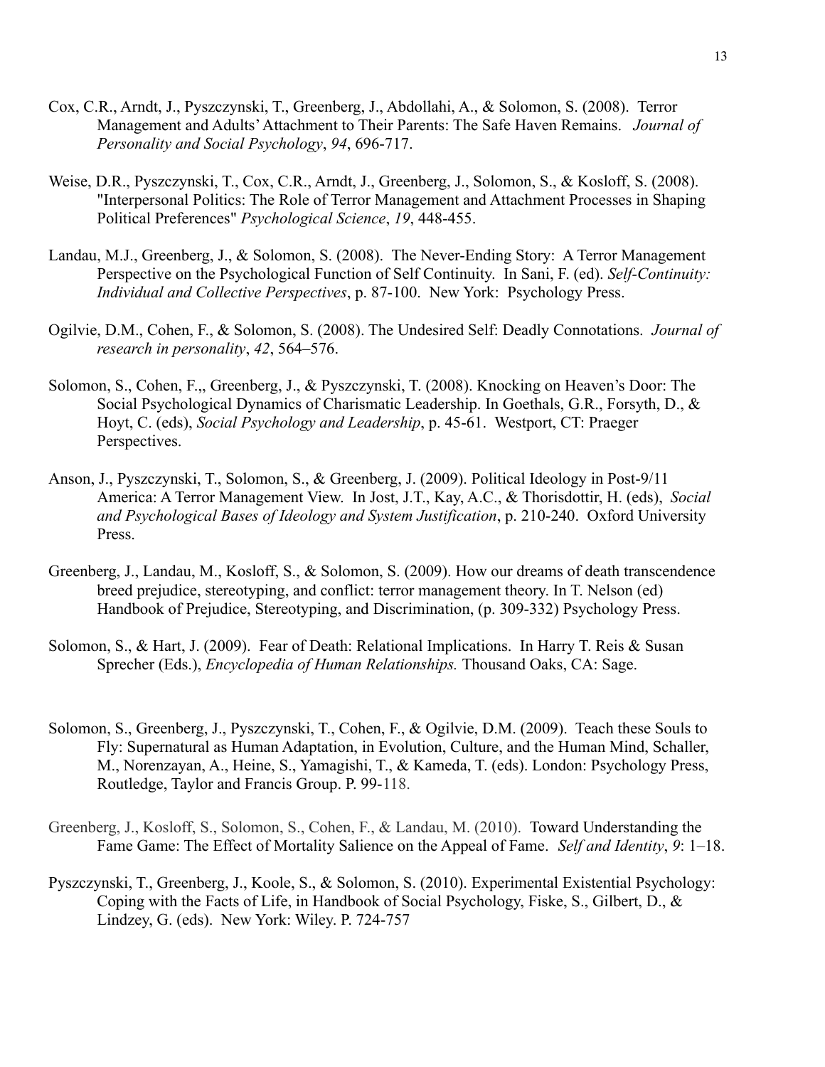Cox, C.R., Arndt, J., Pyszczynski, T., Greenberg, J., Abdollahi, A., & Solomon, S. (2008). Terror Management and Adults' Attachment to Their Parents: The Safe Haven Remains. *Journal of Personality and Social Psychology*, *94*, 696-717.

Weise, D.R., Pyszczynski, T., Cox, C.R., Arndt, J., Greenberg, J., Solomon, S., & Kosloff, S. (2008). "Interpersonal Politics: The Role of Terror Management and Attachment Processes in Shaping Political Preferences" *Psychological Science*, *19*, 448-455.

Landau, M.J., Greenberg, J., & Solomon, S. (2008). The Never-Ending Story: A Terror Management Perspective on the Psychological Function of Self Continuity. In Sani, F. (ed). *Self-Continuity: Individual and Collective Perspectives*, p. 87-100. New York: Psychology Press.

Ogilvie, D.M., Cohen, F., & Solomon, S. (2008). The Undesired Self: Deadly Connotations. *Journal of research in personality*, *42*, 564–576.

Solomon, S., Cohen, F.,, Greenberg, J., & Pyszczynski, T. (2008). Knocking on Heaven's Door: The Social Psychological Dynamics of Charismatic Leadership. In Goethals, G.R., Forsyth, D., & Hoyt, C. (eds), *Social Psychology and Leadership*, p. 45-61. Westport, CT: Praeger Perspectives.

Anson, J., Pyszczynski, T., Solomon, S., & Greenberg, J. (2009). Political Ideology in Post-9/11 America: A Terror Management View. In Jost, J.T., Kay, A.C., & Thorisdottir, H. (eds), *Social and Psychological Bases of Ideology and System Justification*, p. 210-240. Oxford University Press.

Greenberg, J., Landau, M., Kosloff, S., & Solomon, S. (2009). How our dreams of death transcendence breed prejudice, stereotyping, and conflict: terror management theory. In T. Nelson (ed) Handbook of Prejudice, Stereotyping, and Discrimination, (p. 309-332) Psychology Press.

Solomon, S., & Hart, J. (2009). Fear of Death: Relational Implications. In Harry T. Reis & Susan Sprecher (Eds.), *Encyclopedia of Human Relationships.* Thousand Oaks, CA: Sage.

Solomon, S., Greenberg, J., Pyszczynski, T., Cohen, F., & Ogilvie, D.M. (2009). Teach these Souls to Fly: Supernatural as Human Adaptation, in Evolution, Culture, and the Human Mind, Schaller, M., Norenzayan, A., Heine, S., Yamagishi, T., & Kameda, T. (eds). London: Psychology Press, Routledge, Taylor and Francis Group. P. 99-118.

Greenberg, J., Kosloff, S., Solomon, S., Cohen, F., & Landau, M. (2010). Toward Understanding the Fame Game: The Effect of Mortality Salience on the Appeal of Fame. *Self and Identity*, *9*: 1–18.

Pyszczynski, T., Greenberg, J., Koole, S., & Solomon, S. (2010). Experimental Existential Psychology: Coping with the Facts of Life, in Handbook of Social Psychology, Fiske, S., Gilbert, D., & Lindzey, G. (eds). New York: Wiley. P. 724-757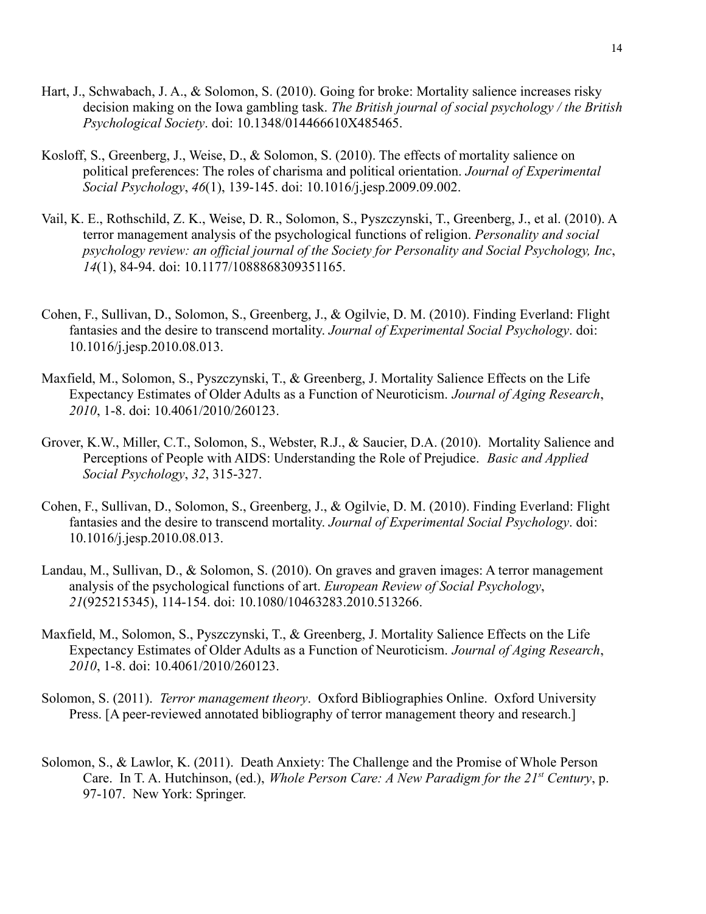Hart, J., Schwabach, J. A., & Solomon, S. (2010). Going for broke: Mortality salience increases risky decision making on the Iowa gambling task. *The British journal of social psychology / the British Psychological Society*. doi: 10.1348/014466610X485465.

Kosloff, S., Greenberg, J., Weise, D., & Solomon, S. (2010). The effects of mortality salience on political preferences: The roles of charisma and political orientation. *Journal of Experimental Social Psychology*, *46*(1), 139-145. doi: 10.1016/j.jesp.2009.09.002.

Vail, K. E., Rothschild, Z. K., Weise, D. R., Solomon, S., Pyszczynski, T., Greenberg, J., et al. (2010). A terror management analysis of the psychological functions of religion. *Personality and social psychology review: an official journal of the Society for Personality and Social Psychology, Inc*, *14*(1), 84-94. doi: 10.1177/1088868309351165.

Cohen, F., Sullivan, D., Solomon, S., Greenberg, J., & Ogilvie, D. M. (2010). Finding Everland: Flight fantasies and the desire to transcend mortality. *Journal of Experimental Social Psychology*. doi: 10.1016/j.jesp.2010.08.013.

Maxfield, M., Solomon, S., Pyszczynski, T., & Greenberg, J. Mortality Salience Effects on the Life Expectancy Estimates of Older Adults as a Function of Neuroticism. *Journal of Aging Research*, *2010*, 1-8. doi: 10.4061/2010/260123.

Grover, K.W., Miller, C.T., Solomon, S., Webster, R.J., & Saucier, D.A. (2010). Mortality Salience and Perceptions of People with AIDS: Understanding the Role of Prejudice. *Basic and Applied Social Psychology*, *32*, 315-327.

Cohen, F., Sullivan, D., Solomon, S., Greenberg, J., & Ogilvie, D. M. (2010). Finding Everland: Flight fantasies and the desire to transcend mortality. *Journal of Experimental Social Psychology*. doi: 10.1016/j.jesp.2010.08.013.

Landau, M., Sullivan, D., & Solomon, S. (2010). On graves and graven images: A terror management analysis of the psychological functions of art. *European Review of Social Psychology*, *21*(925215345), 114-154. doi: 10.1080/10463283.2010.513266.

Maxfield, M., Solomon, S., Pyszczynski, T., & Greenberg, J. Mortality Salience Effects on the Life Expectancy Estimates of Older Adults as a Function of Neuroticism. *Journal of Aging Research*, *2010*, 1-8. doi: 10.4061/2010/260123.

Solomon, S. (2011). *Terror management theory*. Oxford Bibliographies Online. Oxford University Press. [A peer-reviewed annotated bibliography of terror management theory and research.]

Solomon, S., & Lawlor, K. (2011). Death Anxiety: The Challenge and the Promise of Whole Person Care. In T. A. Hutchinson, (ed.), *Whole Person Care: A New Paradigm for the 21st Century*, p. 97-107. New York: Springer.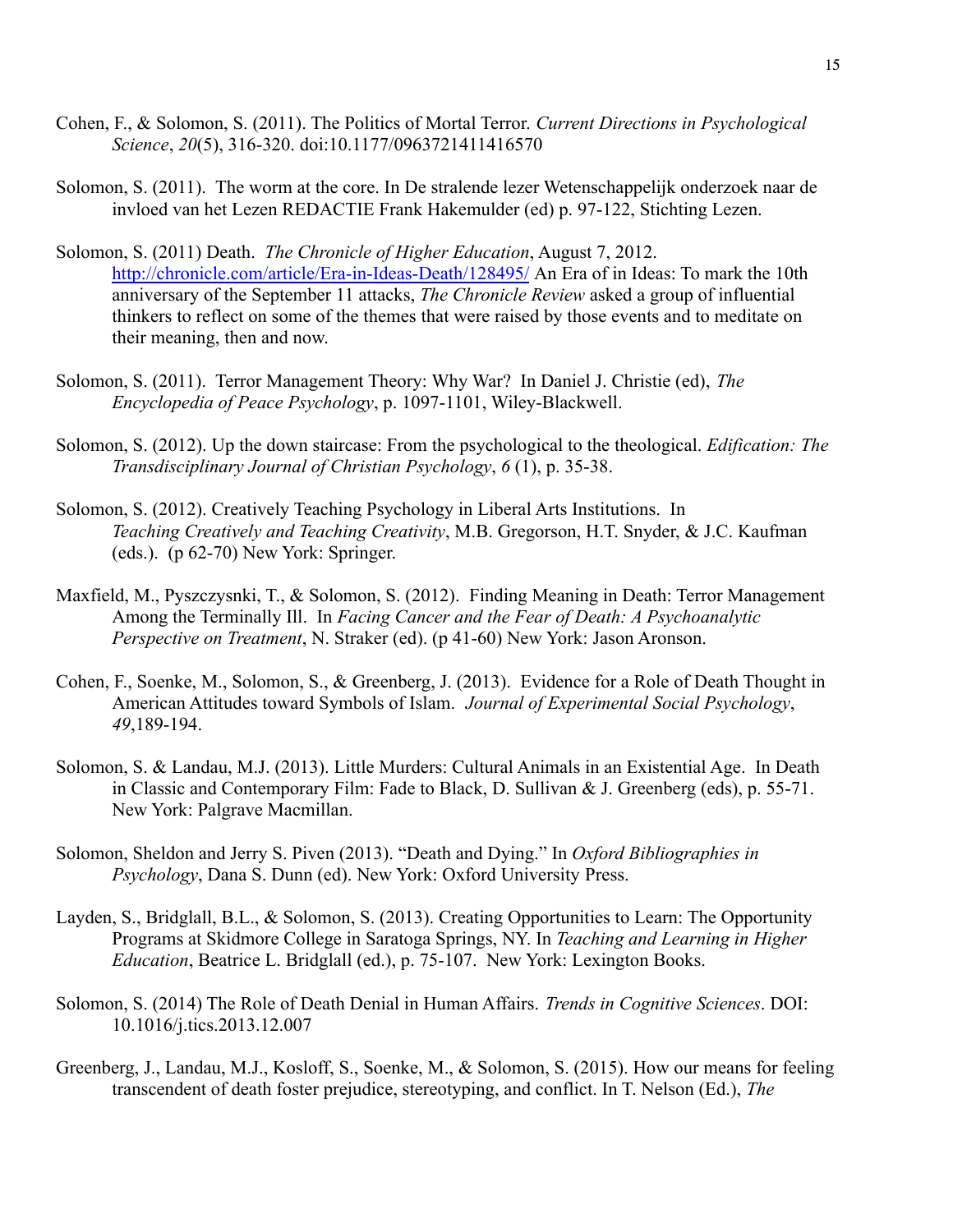Cohen, F., & Solomon, S. (2011). The Politics of Mortal Terror. *Current Directions in Psychological Science*, *20*(5), 316-320. doi:10.1177/0963721411416570

Solomon, S. (2011). The worm at the core. In De stralende lezer Wetenschappelijk onderzoek naar de invloed van het Lezen REDACTIE Frank Hakemulder (ed) p. 97-122, Stichting Lezen.

Solomon, S. (2011) Death. *The Chronicle of Higher Education*, August 7, 2012. http://chronicle.com/article/Era-in-Ideas-Death/128495/ An Era of in Ideas: To mark the 10th anniversary of the September 11 attacks, *The Chronicle Review* asked a group of influential thinkers to reflect on some of the themes that were raised by those events and to meditate on their meaning, then and now.

Solomon, S. (2011). Terror Management Theory: Why War? In Daniel J. Christie (ed), *The Encyclopedia of Peace Psychology*, p. 1097-1101, Wiley-Blackwell.

Solomon, S. (2012). Up the down staircase: From the psychological to the theological. *Edification: The Transdisciplinary Journal of Christian Psychology*, *6* (1), p. 35-38.

Solomon, S. (2012). Creatively Teaching Psychology in Liberal Arts Institutions. In *Teaching Creatively and Teaching Creativity*, M.B. Gregorson, H.T. Snyder, & J.C. Kaufman (eds.). (p 62-70) New York: Springer.

Maxfield, M., Pyszczynski, T., & Solomon, S. (2012). Finding Meaning in Death: Terror Management Among the Terminally Ill. In *Facing Cancer and the Fear of Death: A Psychoanalytic Perspective on Treatment*, N. Straker (ed). (p 41-60) New York: Jason Aronson.

Cohen, F., Soenke, M., Solomon, S., & Greenberg, J. (2013). Evidence for a Role of Death Thought in American Attitudes toward Symbols of Islam. *Journal of Experimental Social Psychology*, *49*,189-194.

Solomon, S. & Landau, M.J. (2013). Little Murders: Cultural Animals in an Existential Age. In Death in Classic and Contemporary Film: Fade to Black, D. Sullivan & J. Greenberg (eds), p. 55-71. New York: Palgrave Macmillan.

Solomon, Sheldon and Jerry S. Piven (2013). "Death and Dying." In *Oxford Bibliographies in Psychology*, Dana S. Dunn (ed). New York: Oxford University Press.

Layden, S., Bridglall, B.L., & Solomon, S. (2013). Creating Opportunities to Learn: The Opportunity Programs at Skidmore College in Saratoga Springs, NY. In *Teaching and Learning in Higher Education*, Beatrice L. Bridglall (ed.), p. 75-107. New York: Lexington Books.

Solomon, S. (2014) The Role of Death Denial in Human Affairs. *Trends in Cognitive Sciences*. DOI: 10.1016/j.tics.2013.12.007

Greenberg, J., Landau, M.J., Kosloff, S., Soenke, M., & Solomon, S. (2015). How our means for feeling transcendent of death foster prejudice, stereotyping, and conflict. In T. Nelson (Ed.), *The*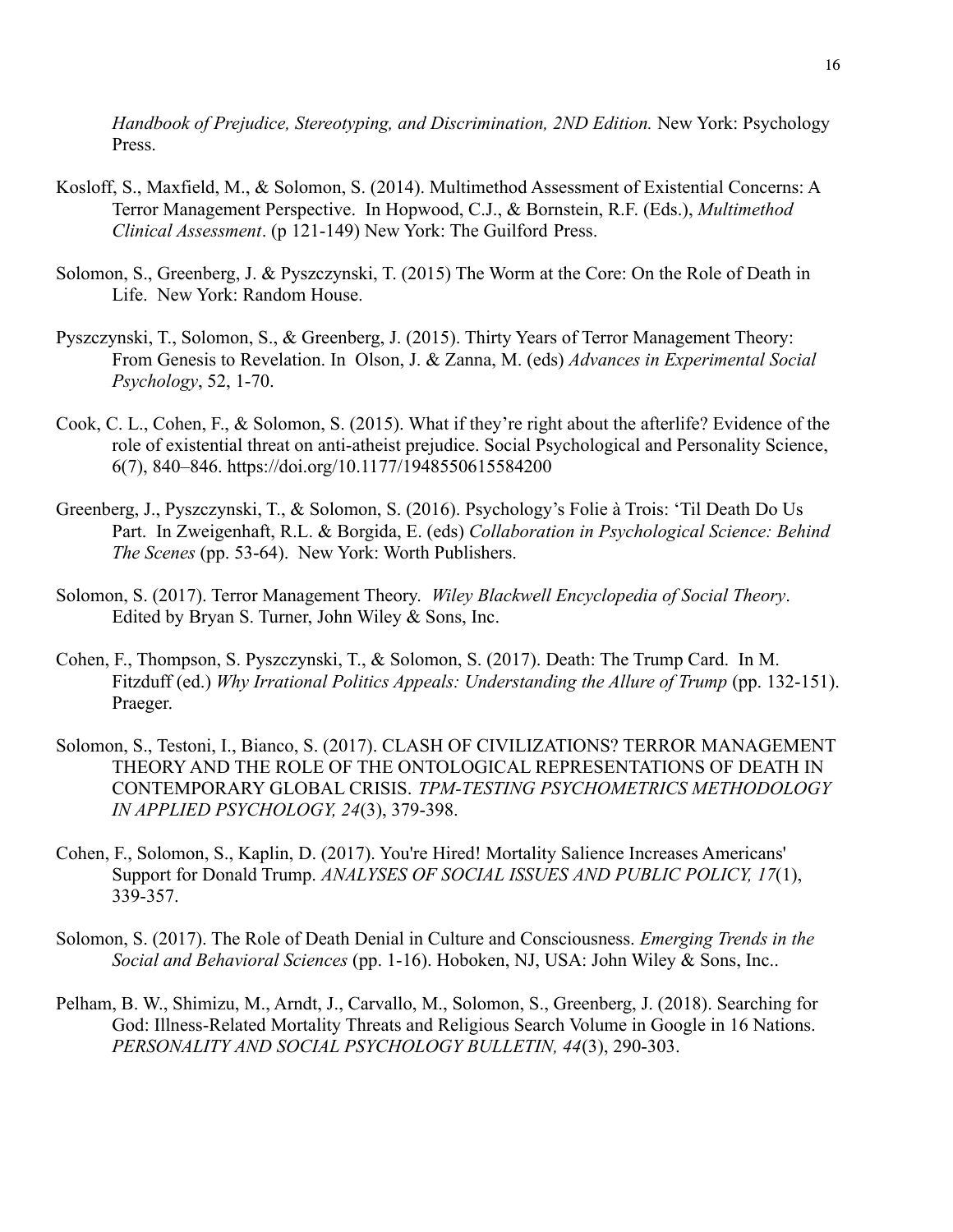*Handbook of Prejudice, Stereotyping, and Discrimination, 2ND Edition.* New York: Psychology Press.

Kosloff, S., Maxfield, M., & Solomon, S. (2014). Multimethod Assessment of Existential Concerns: A Terror Management Perspective. In Hopwood, C.J., & Bornstein, R.F. (Eds.), *Multimethod Clinical Assessment*. (p 121-149) New York: The Guilford Press.

Solomon, S., Greenberg, J. & Pyszczynski, T. (2015) The Worm at the Core: On the Role of Death in Life. New York: Random House.

Pyszczynski, T., Solomon, S., & Greenberg, J. (2015). Thirty Years of Terror Management Theory: From Genesis to Revelation. In Olson, J. & Zanna, M. (eds) *Advances in Experimental Social Psychology*, 52, 1-70.

Cook, C. L., Cohen, F., & Solomon, S. (2015). What if they're right about the afterlife? Evidence of the role of existential threat on anti-atheist prejudice. Social Psychological and Personality Science, 6(7), 840–846. https://doi.org/10.1177/1948550615584200

Greenberg, J., Pyszczynski, T., & Solomon, S. (2016). Psychology's Folie à Trois: 'Til Death Do Us Part. In Zweigenhaft, R.L. & Borgida, E. (eds) *Collaboration in Psychological Science: Behind The Scenes* (pp. 53-64). New York: Worth Publishers.

Solomon, S. (2017). Terror Management Theory. *Wiley Blackwell Encyclopedia of Social Theory*. Edited by Bryan S. Turner, John Wiley & Sons, Inc.

Cohen, F., Thompson, S. Pyszczynski, T., & Solomon, S. (2017). Death: The Trump Card. In M. Fitzduff (ed.) *Why Irrational Politics Appeals: Understanding the Allure of Trump* (pp. 132-151). Praeger.

Solomon, S., Testoni, I., Bianco, S. (2017). CLASH OF CIVILIZATIONS? TERROR MANAGEMENT THEORY AND THE ROLE OF THE ONTOLOGICAL REPRESENTATIONS OF DEATH IN CONTEMPORARY GLOBAL CRISIS. *TPM-TESTING PSYCHOMETRICS METHODOLOGY IN APPLIED PSYCHOLOGY, 24*(3), 379-398.

Cohen, F., Solomon, S., Kaplin, D. (2017). You're Hired! Mortality Salience Increases Americans' Support for Donald Trump. *ANALYSES OF SOCIAL ISSUES AND PUBLIC POLICY, 17*(1), 339-357.

Solomon, S. (2017). The Role of Death Denial in Culture and Consciousness. *Emerging Trends in the Social and Behavioral Sciences* (pp. 1-16). Hoboken, NJ, USA: John Wiley & Sons, Inc..

Pelham, B. W., Shimizu, M., Arndt, J., Carvallo, M., Solomon, S., Greenberg, J. (2018). Searching for God: Illness-Related Mortality Threats and Religious Search Volume in Google in 16 Nations. *PERSONALITY AND SOCIAL PSYCHOLOGY BULLETIN, 44*(3), 290-303.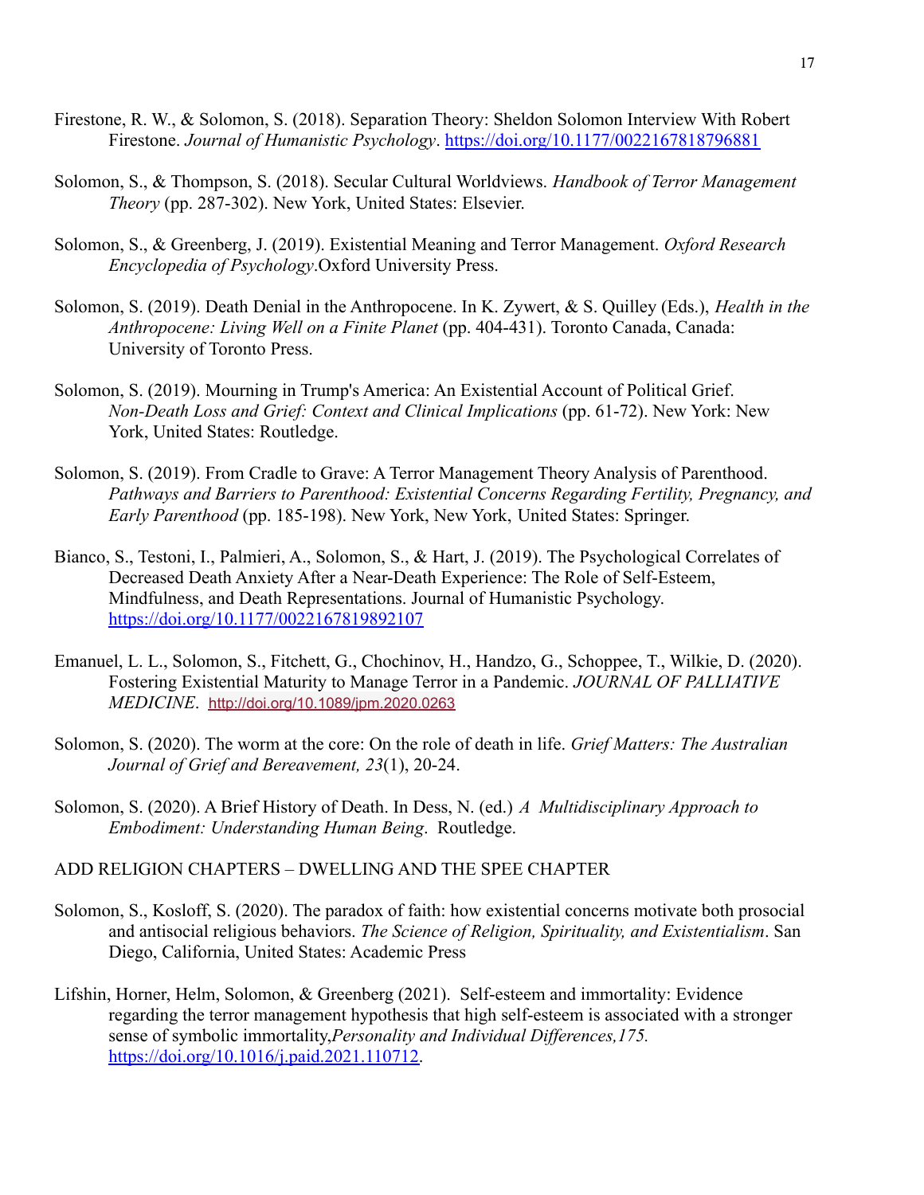Firestone, R. W., & Solomon, S. (2018). Separation Theory: Sheldon Solomon Interview With Robert Firestone. *Journal of Humanistic Psychology*. https://doi.org/10.1177/0022167818796881

Solomon, S., & Thompson, S. (2018). Secular Cultural Worldviews. *Handbook of Terror Management Theory* (pp. 287-302). New York, United States: Elsevier.

Solomon, S., & Greenberg, J. (2019). Existential Meaning and Terror Management. *Oxford Research Encyclopedia of Psychology*.Oxford University Press.

Solomon, S. (2019). Death Denial in the Anthropocene. In K. Zywert, & S. Quilley (Eds.), *Health in the Anthropocene: Living Well on a Finite Planet* (pp. 404-431). Toronto Canada, Canada: University of Toronto Press.

Solomon, S. (2019). Mourning in Trump's America: An Existential Account of Political Grief. *Non-Death Loss and Grief: Context and Clinical Implications* (pp. 61-72). New York: New York, United States: Routledge.

Solomon, S. (2019). From Cradle to Grave: A Terror Management Theory Analysis of Parenthood. *Pathways and Barriers to Parenthood: Existential Concerns Regarding Fertility, Pregnancy, and Early Parenthood* (pp. 185-198). New York, New York, United States: Springer.

Bianco, S., Testoni, I., Palmieri, A., Solomon, S., & Hart, J. (2019). The Psychological Correlates of Decreased Death Anxiety After a Near-Death Experience: The Role of Self-Esteem, Mindfulness, and Death Representations. Journal of Humanistic Psychology. https://doi.org/10.1177/0022167819892107

Emanuel, L. L., Solomon, S., Fitchett, G., Chochinov, H., Handzo, G., Schoppee, T., Wilkie, D. (2020). Fostering Existential Maturity to Manage Terror in a Pandemic. *JOURNAL OF PALLIATIVE MEDICINE*. http://doi.org/10.1089/jpm.2020.0263

Solomon, S. (2020). The worm at the core: On the role of death in life. *Grief Matters: The Australian Journal of Grief and Bereavement, 23*(1), 20-24.

Solomon, S. (2020). A Brief History of Death. In Dess, N. (ed.) *A Multidisciplinary Approach to Embodiment: Understanding Human Being*. Routledge.

ADD RELIGION CHAPTERS – DWELLING AND THE SPEE CHAPTER

Solomon, S., Kosloff, S. (2020). The paradox of faith: how existential concerns motivate both prosocial and antisocial religious behaviors. *The Science of Religion, Spirituality, and Existentialism*. San Diego, California, United States: Academic Press

Lifshin, Horner, Helm, Solomon, & Greenberg (2021). Self-esteem and immortality: Evidence regarding the terror management hypothesis that high self-esteem is associated with a stronger sense of symbolic immortality,*Personality and Individual Differences,175.* https://doi.org/10.1016/j.paid.2021.110712.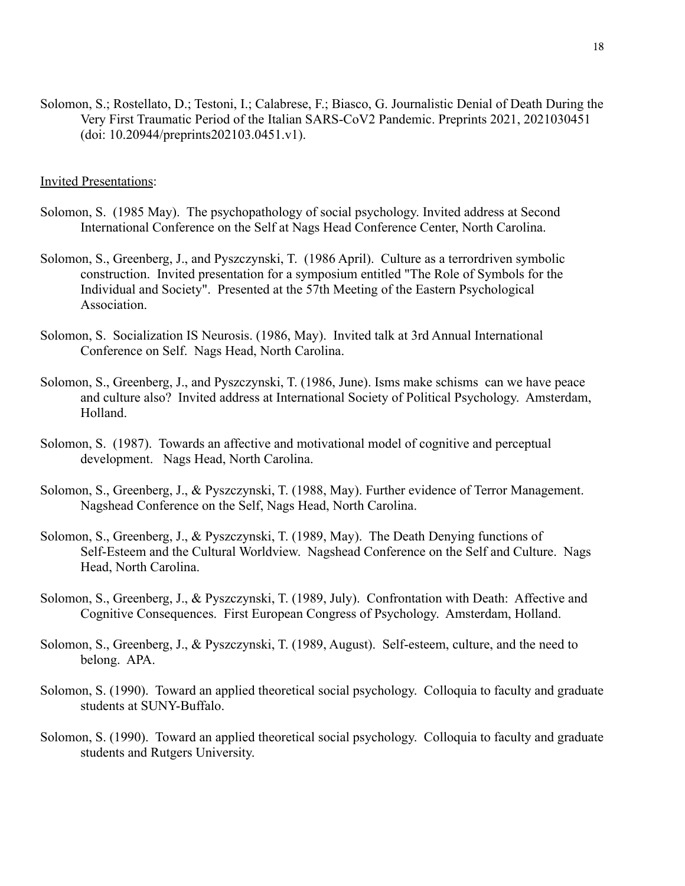Solomon, S.; Rostellato, D.; Testoni, I.; Calabrese, F.; Biasco, G. Journalistic Denial of Death During the Very First Traumatic Period of the Italian SARS-CoV2 Pandemic. Preprints 2021, 2021030451 (doi: 10.20944/preprints202103.0451.v1).

Invited Presentations:

Solomon, S. (1985 May). The psychopathology of social psychology. Invited address at Second International Conference on the Self at Nags Head Conference Center, North Carolina.

Solomon, S., Greenberg, J., and Pyszczynski, T. (1986 April). Culture as a terrordriven symbolic construction. Invited presentation for a symposium entitled "The Role of Symbols for the Individual and Society". Presented at the 57th Meeting of the Eastern Psychological Association.

Solomon, S. Socialization IS Neurosis. (1986, May). Invited talk at 3rd Annual International Conference on Self. Nags Head, North Carolina.

Solomon, S., Greenberg, J., and Pyszczynski, T. (1986, June). Isms make schisms can we have peace and culture also? Invited address at International Society of Political Psychology. Amsterdam, Holland.

Solomon, S. (1987). Towards an affective and motivational model of cognitive and perceptual development. Nags Head, North Carolina.

Solomon, S., Greenberg, J., & Pyszczynski, T. (1988, May). Further evidence of Terror Management. Nagshead Conference on the Self, Nags Head, North Carolina.

Solomon, S., Greenberg, J., & Pyszczynski, T. (1989, May). The Death Denying functions of Self-Esteem and the Cultural Worldview. Nagshead Conference on the Self and Culture. Nags Head, North Carolina.

Solomon, S., Greenberg, J., & Pyszczynski, T. (1989, July). Confrontation with Death: Affective and Cognitive Consequences. First European Congress of Psychology. Amsterdam, Holland.

Solomon, S., Greenberg, J., & Pyszczynski, T. (1989, August). Self-esteem, culture, and the need to belong. APA.

Solomon, S. (1990). Toward an applied theoretical social psychology. Colloquia to faculty and graduate students at SUNY-Buffalo.

Solomon, S. (1990). Toward an applied theoretical social psychology. Colloquia to faculty and graduate students and Rutgers University.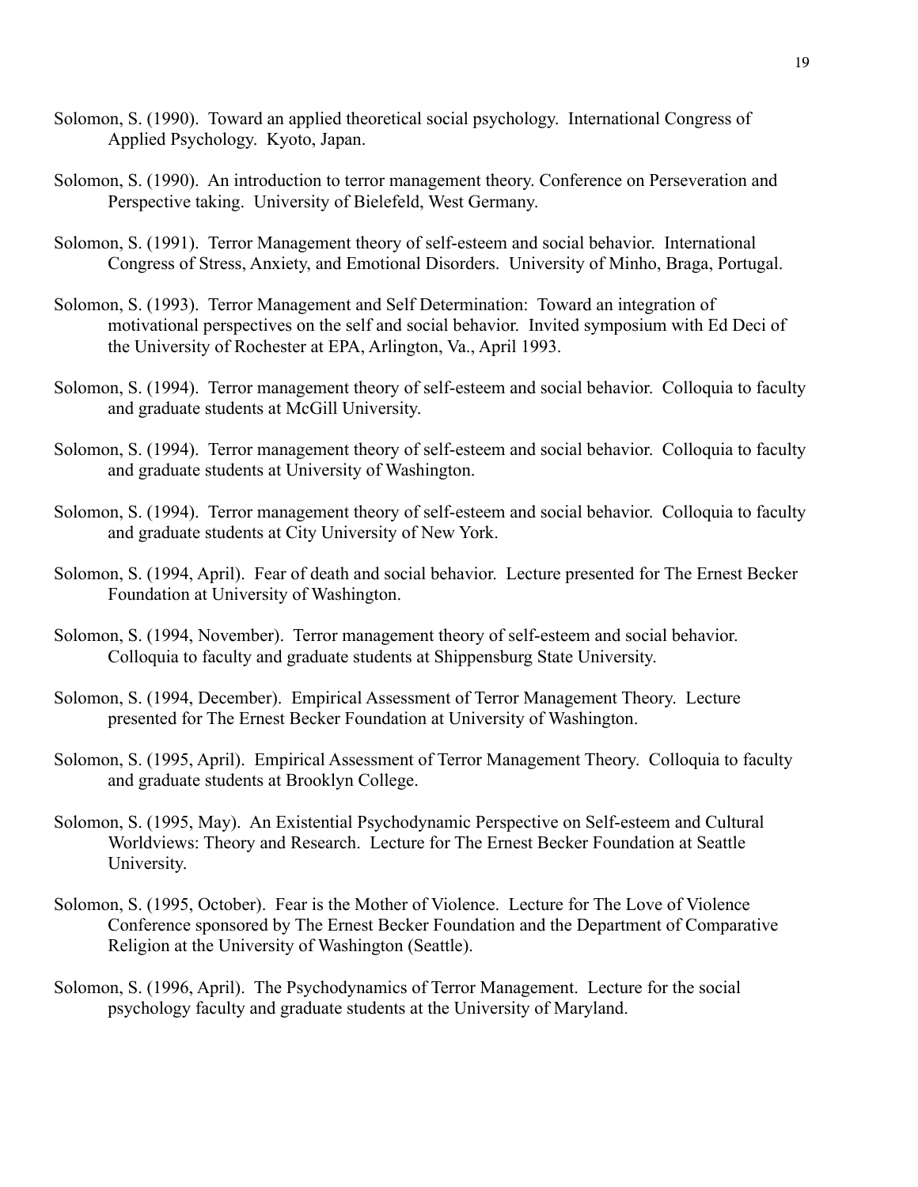Solomon, S. (1990). Toward an applied theoretical social psychology. International Congress of Applied Psychology. Kyoto, Japan.

Solomon, S. (1990). An introduction to terror management theory. Conference on Perseveration and Perspective taking. University of Bielefeld, West Germany.

Solomon, S. (1991). Terror Management theory of self-esteem and social behavior. International Congress of Stress, Anxiety, and Emotional Disorders. University of Minho, Braga, Portugal.

Solomon, S. (1993). Terror Management and Self Determination: Toward an integration of motivational perspectives on the self and social behavior. Invited symposium with Ed Deci of the University of Rochester at EPA, Arlington, Va., April 1993.

Solomon, S. (1994). Terror management theory of self-esteem and social behavior. Colloquia to faculty and graduate students at McGill University.

Solomon, S. (1994). Terror management theory of self-esteem and social behavior. Colloquia to faculty and graduate students at University of Washington.

Solomon, S. (1994). Terror management theory of self-esteem and social behavior. Colloquia to faculty and graduate students at City University of New York.

Solomon, S. (1994, April). Fear of death and social behavior. Lecture presented for The Ernest Becker Foundation at University of Washington.

Solomon, S. (1994, November). Terror management theory of self-esteem and social behavior. Colloquia to faculty and graduate students at Shippensburg State University.

Solomon, S. (1994, December). Empirical Assessment of Terror Management Theory. Lecture presented for The Ernest Becker Foundation at University of Washington.

Solomon, S. (1995, April). Empirical Assessment of Terror Management Theory. Colloquia to faculty and graduate students at Brooklyn College.

Solomon, S. (1995, May). An Existential Psychodynamic Perspective on Self-esteem and Cultural Worldviews: Theory and Research. Lecture for The Ernest Becker Foundation at Seattle University.

Solomon, S. (1995, October). Fear is the Mother of Violence. Lecture for The Love of Violence Conference sponsored by The Ernest Becker Foundation and the Department of Comparative Religion at the University of Washington (Seattle).

Solomon, S. (1996, April). The Psychodynamics of Terror Management. Lecture for the social psychology faculty and graduate students at the University of Maryland.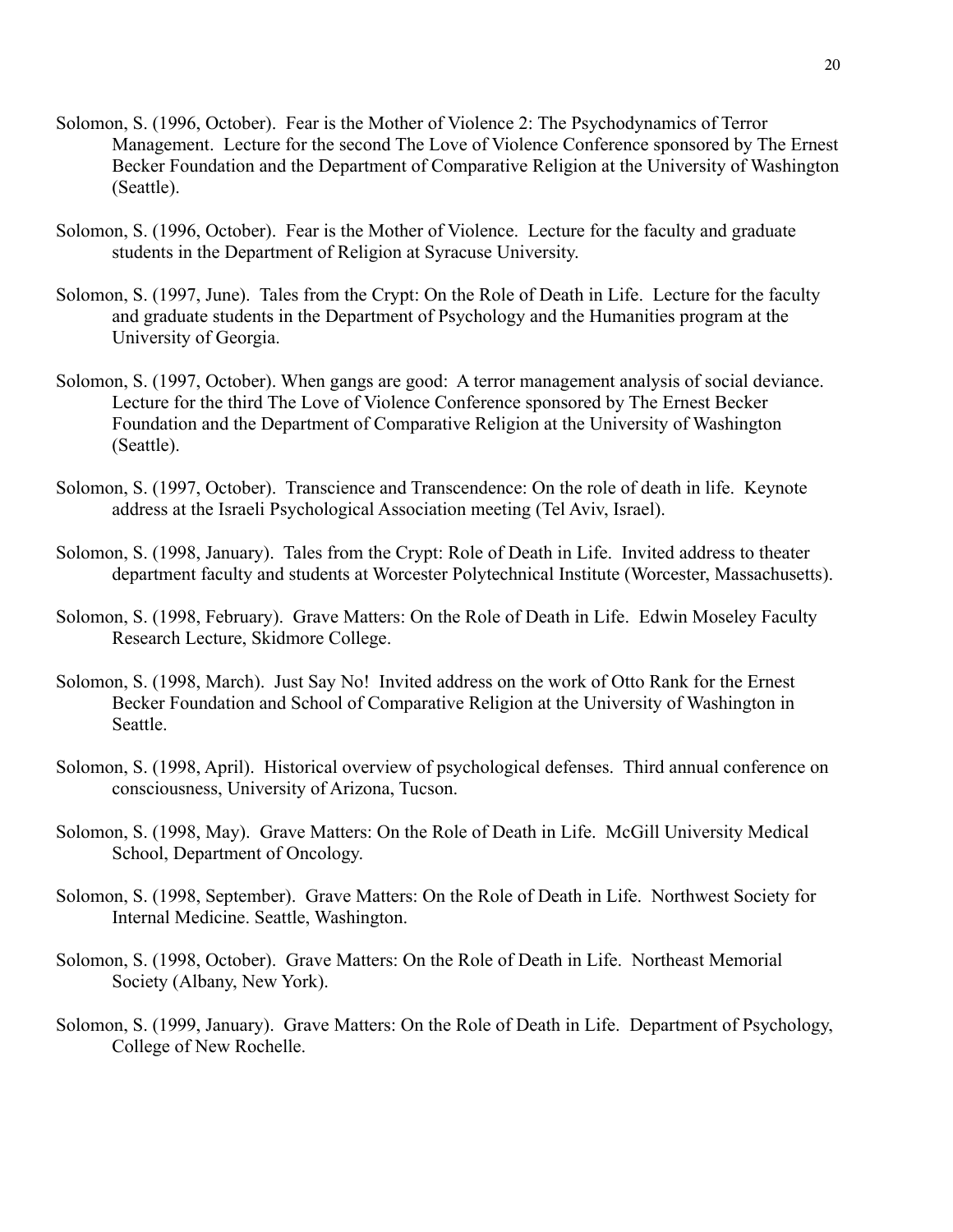Solomon, S. (1996, October). Fear is the Mother of Violence 2: The Psychodynamics of Terror Management. Lecture for the second The Love of Violence Conference sponsored by The Ernest Becker Foundation and the Department of Comparative Religion at the University of Washington (Seattle).

Solomon, S. (1996, October). Fear is the Mother of Violence. Lecture for the faculty and graduate students in the Department of Religion at Syracuse University.

Solomon, S. (1997, June). Tales from the Crypt: On the Role of Death in Life. Lecture for the faculty and graduate students in the Department of Psychology and the Humanities program at the University of Georgia.

Solomon, S. (1997, October). When gangs are good: A terror management analysis of social deviance. Lecture for the third The Love of Violence Conference sponsored by The Ernest Becker Foundation and the Department of Comparative Religion at the University of Washington (Seattle).

Solomon, S. (1997, October). Transcience and Transcendence: On the role of death in life. Keynote address at the Israeli Psychological Association meeting (Tel Aviv, Israel).

Solomon, S. (1998, January). Tales from the Crypt: Role of Death in Life. Invited address to theater department faculty and students at Worcester Polytechnical Institute (Worcester, Massachusetts).

Solomon, S. (1998, February). Grave Matters: On the Role of Death in Life. Edwin Moseley Faculty Research Lecture, Skidmore College.

Solomon, S. (1998, March). Just Say No! Invited address on the work of Otto Rank for the Ernest Becker Foundation and School of Comparative Religion at the University of Washington in Seattle.

Solomon, S. (1998, April). Historical overview of psychological defenses. Third annual conference on consciousness, University of Arizona, Tucson.

Solomon, S. (1998, May). Grave Matters: On the Role of Death in Life. McGill University Medical School, Department of Oncology.

Solomon, S. (1998, September). Grave Matters: On the Role of Death in Life. Northwest Society for Internal Medicine. Seattle, Washington.

Solomon, S. (1998, October). Grave Matters: On the Role of Death in Life. Northeast Memorial Society (Albany, New York).

Solomon, S. (1999, January). Grave Matters: On the Role of Death in Life. Department of Psychology, College of New Rochelle.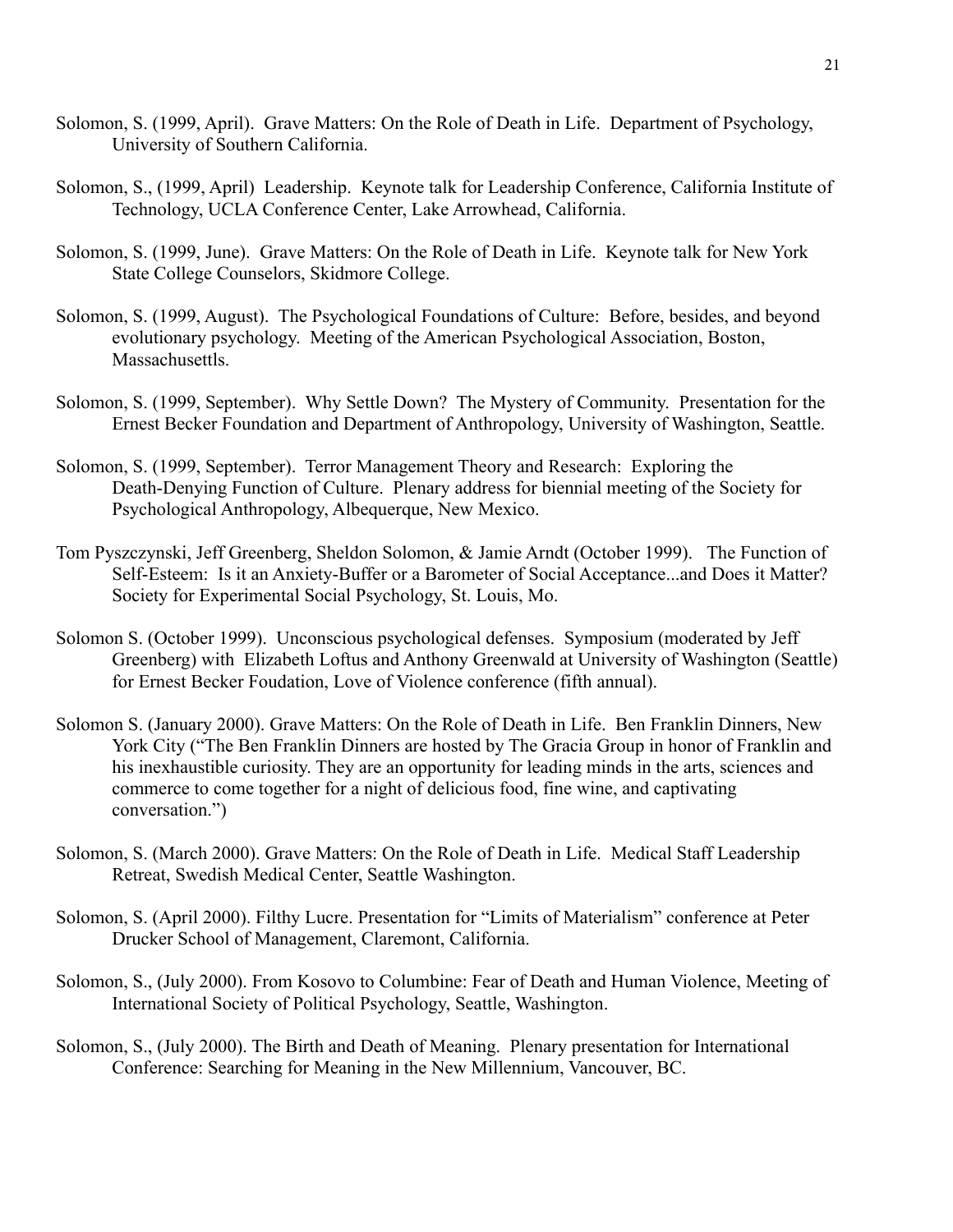Solomon, S. (1999, April). Grave Matters: On the Role of Death in Life. Department of Psychology, University of Southern California.

Solomon, S., (1999, April) Leadership. Keynote talk for Leadership Conference, California Institute of Technology, UCLA Conference Center, Lake Arrowhead, California.

Solomon, S. (1999, June). Grave Matters: On the Role of Death in Life. Keynote talk for New York State College Counselors, Skidmore College.

Solomon, S. (1999, August). The Psychological Foundations of Culture: Before, besides, and beyond evolutionary psychology. Meeting of the American Psychological Association, Boston, Massachusettls.

Solomon, S. (1999, September). Why Settle Down? The Mystery of Community. Presentation for the Ernest Becker Foundation and Department of Anthropology, University of Washington, Seattle.

Solomon, S. (1999, September). Terror Management Theory and Research: Exploring the Death-Denying Function of Culture. Plenary address for biennial meeting of the Society for Psychological Anthropology, Albequerque, New Mexico.

Tom Pyszczynski, Jeff Greenberg, Sheldon Solomon, & Jamie Arndt (October 1999). The Function of Self-Esteem: Is it an Anxiety-Buffer or a Barometer of Social Acceptance...and Does it Matter? Society for Experimental Social Psychology, St. Louis, Mo.

Solomon S. (October 1999). Unconscious psychological defenses. Symposium (moderated by Jeff Greenberg) with Elizabeth Loftus and Anthony Greenwald at University of Washington (Seattle) for Ernest Becker Foudation, Love of Violence conference (fifth annual).

Solomon S. (January 2000). Grave Matters: On the Role of Death in Life. Ben Franklin Dinners, New York City ("The Ben Franklin Dinners are hosted by The Gracia Group in honor of Franklin and his inexhaustible curiosity. They are an opportunity for leading minds in the arts, sciences and commerce to come together for a night of delicious food, fine wine, and captivating conversation.")

Solomon, S. (March 2000). Grave Matters: On the Role of Death in Life. Medical Staff Leadership Retreat, Swedish Medical Center, Seattle Washington.

Solomon, S. (April 2000). Filthy Lucre. Presentation for "Limits of Materialism" conference at Peter Drucker School of Management, Claremont, California.

Solomon, S., (July 2000). From Kosovo to Columbine: Fear of Death and Human Violence, Meeting of International Society of Political Psychology, Seattle, Washington.

Solomon, S., (July 2000). The Birth and Death of Meaning. Plenary presentation for International Conference: Searching for Meaning in the New Millennium, Vancouver, BC.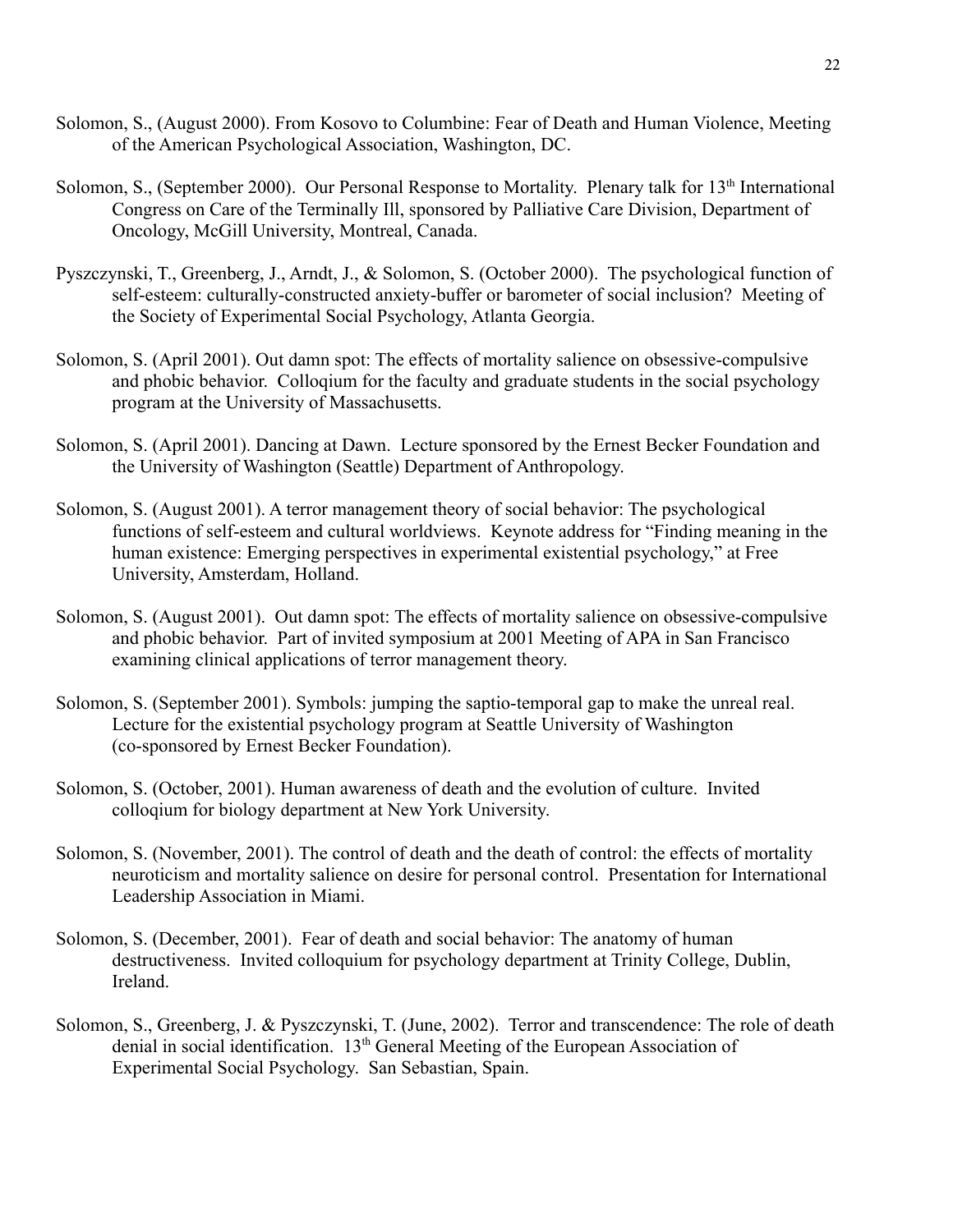Solomon, S., (August 2000). From Kosovo to Columbine: Fear of Death and Human Violence, Meeting of the American Psychological Association, Washington, DC.

Solomon, S., (September 2000). Our Personal Response to Mortality. Plenary talk for 13th International Congress on Care of the Terminally Ill, sponsored by Palliative Care Division, Department of Oncology, McGill University, Montreal, Canada.

Pyszczynski, T., Greenberg, J., Arndt, J., & Solomon, S. (October 2000). The psychological function of self-esteem: culturally-constructed anxiety-buffer or barometer of social inclusion? Meeting of the Society of Experimental Social Psychology, Atlanta Georgia.

Solomon, S. (April 2001). Out damn spot: The effects of mortality salience on obsessive-compulsive and phobic behavior. Colloqium for the faculty and graduate students in the social psychology program at the University of Massachusetts.

Solomon, S. (April 2001). Dancing at Dawn. Lecture sponsored by the Ernest Becker Foundation and the University of Washington (Seattle) Department of Anthropology.

Solomon, S. (August 2001). A terror management theory of social behavior: The psychological functions of self-esteem and cultural worldviews. Keynote address for "Finding meaning in the human existence: Emerging perspectives in experimental existential psychology," at Free University, Amsterdam, Holland.

Solomon, S. (August 2001). Out damn spot: The effects of mortality salience on obsessive-compulsive and phobic behavior. Part of invited symposium at 2001 Meeting of APA in San Francisco examining clinical applications of terror management theory.

Solomon, S. (September 2001). Symbols: jumping the saptio-temporal gap to make the unreal real. Lecture for the existential psychology program at Seattle University of Washington (co-sponsored by Ernest Becker Foundation).

Solomon, S. (October, 2001). Human awareness of death and the evolution of culture. Invited colloqium for biology department at New York University.

Solomon, S. (November, 2001). The control of death and the death of control: the effects of mortality neuroticism and mortality salience on desire for personal control. Presentation for International Leadership Association in Miami.

Solomon, S. (December, 2001). Fear of death and social behavior: The anatomy of human destructiveness. Invited colloquium for psychology department at Trinity College, Dublin, Ireland.

Solomon, S., Greenberg, J. & Pyszczynski, T. (June, 2002). Terror and transcendence: The role of death denial in social identification. 13th General Meeting of the European Association of Experimental Social Psychology. San Sebastian, Spain.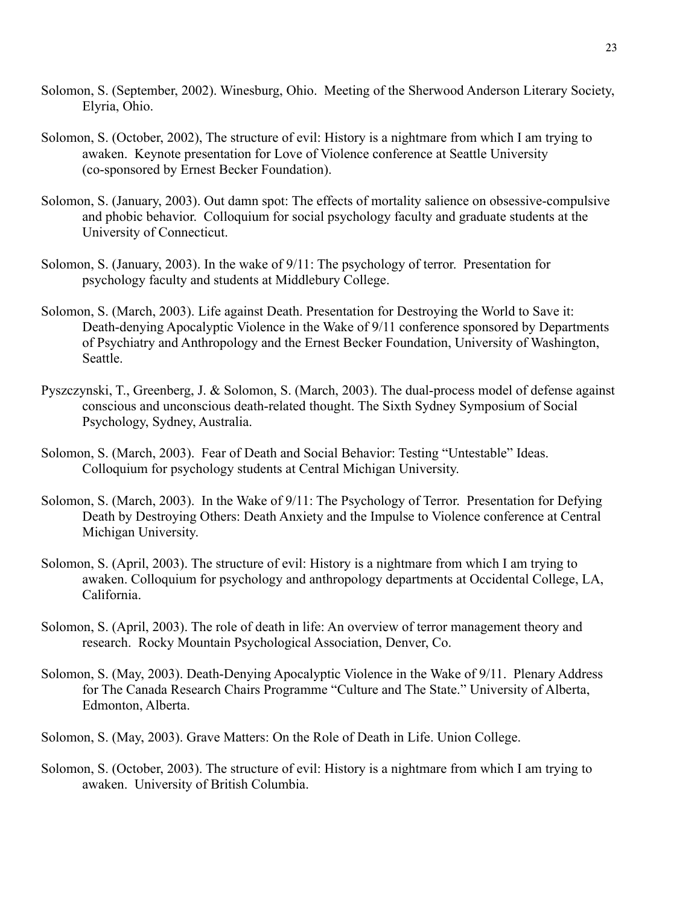Solomon, S. (September, 2002). Winesburg, Ohio. Meeting of the Sherwood Anderson Literary Society, Elyria, Ohio.

Solomon, S. (October, 2002), The structure of evil: History is a nightmare from which I am trying to awaken. Keynote presentation for Love of Violence conference at Seattle University (co-sponsored by Ernest Becker Foundation).

Solomon, S. (January, 2003). Out damn spot: The effects of mortality salience on obsessive-compulsive and phobic behavior. Colloquium for social psychology faculty and graduate students at the University of Connecticut.

Solomon, S. (January, 2003). In the wake of 9/11: The psychology of terror. Presentation for psychology faculty and students at Middlebury College.

Solomon, S. (March, 2003). Life against Death. Presentation for Destroying the World to Save it: Death-denying Apocalyptic Violence in the Wake of 9/11 conference sponsored by Departments of Psychiatry and Anthropology and the Ernest Becker Foundation, University of Washington, Seattle.

Pyszczynski, T., Greenberg, J. & Solomon, S. (March, 2003). The dual-process model of defense against conscious and unconscious death-related thought. The Sixth Sydney Symposium of Social Psychology, Sydney, Australia.

Solomon, S. (March, 2003). Fear of Death and Social Behavior: Testing "Untestable" Ideas. Colloquium for psychology students at Central Michigan University.

Solomon, S. (March, 2003). In the Wake of 9/11: The Psychology of Terror. Presentation for Defying Death by Destroying Others: Death Anxiety and the Impulse to Violence conference at Central Michigan University.

Solomon, S. (April, 2003). The structure of evil: History is a nightmare from which I am trying to awaken. Colloquium for psychology and anthropology departments at Occidental College, LA, California.

Solomon, S. (April, 2003). The role of death in life: An overview of terror management theory and research. Rocky Mountain Psychological Association, Denver, Co.

Solomon, S. (May, 2003). Death-Denying Apocalyptic Violence in the Wake of 9/11. Plenary Address for The Canada Research Chairs Programme "Culture and The State." University of Alberta, Edmonton, Alberta.

Solomon, S. (May, 2003). Grave Matters: On the Role of Death in Life. Union College.

Solomon, S. (October, 2003). The structure of evil: History is a nightmare from which I am trying to awaken. University of British Columbia.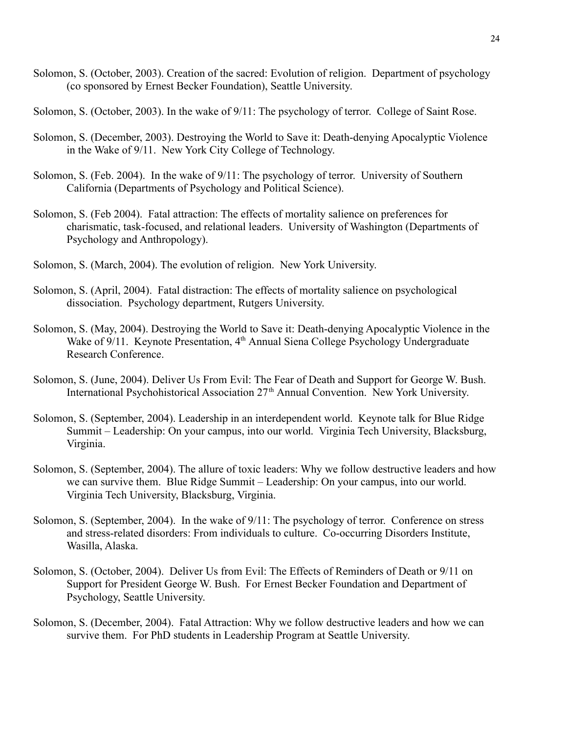Solomon, S. (October, 2003). Creation of the sacred: Evolution of religion. Department of psychology (co sponsored by Ernest Becker Foundation), Seattle University.

Solomon, S. (October, 2003). In the wake of 9/11: The psychology of terror. College of Saint Rose.

Solomon, S. (December, 2003). Destroying the World to Save it: Death-denying Apocalyptic Violence in the Wake of 9/11. New York City College of Technology.

Solomon, S. (Feb. 2004). In the wake of 9/11: The psychology of terror. University of Southern California (Departments of Psychology and Political Science).

Solomon, S. (Feb 2004). Fatal attraction: The effects of mortality salience on preferences for charismatic, task-focused, and relational leaders. University of Washington (Departments of Psychology and Anthropology).

Solomon, S. (March, 2004). The evolution of religion. New York University.

Solomon, S. (April, 2004). Fatal distraction: The effects of mortality salience on psychological dissociation. Psychology department, Rutgers University.

Solomon, S. (May, 2004). Destroying the World to Save it: Death-denying Apocalyptic Violence in the Wake of 9/11. Keynote Presentation, 4th Annual Siena College Psychology Undergraduate Research Conference.

Solomon, S. (June, 2004). Deliver Us From Evil: The Fear of Death and Support for George W. Bush. International Psychohistorical Association 27th Annual Convention. New York University.

Solomon, S. (September, 2004). Leadership in an interdependent world. Keynote talk for Blue Ridge Summit – Leadership: On your campus, into our world. Virginia Tech University, Blacksburg, Virginia.

Solomon, S. (September, 2004). The allure of toxic leaders: Why we follow destructive leaders and how we can survive them. Blue Ridge Summit – Leadership: On your campus, into our world. Virginia Tech University, Blacksburg, Virginia.

Solomon, S. (September, 2004). In the wake of 9/11: The psychology of terror. Conference on stress and stress-related disorders: From individuals to culture. Co-occurring Disorders Institute, Wasilla, Alaska.

Solomon, S. (October, 2004). Deliver Us from Evil: The Effects of Reminders of Death or 9/11 on Support for President George W. Bush. For Ernest Becker Foundation and Department of Psychology, Seattle University.

Solomon, S. (December, 2004). Fatal Attraction: Why we follow destructive leaders and how we can survive them. For PhD students in Leadership Program at Seattle University.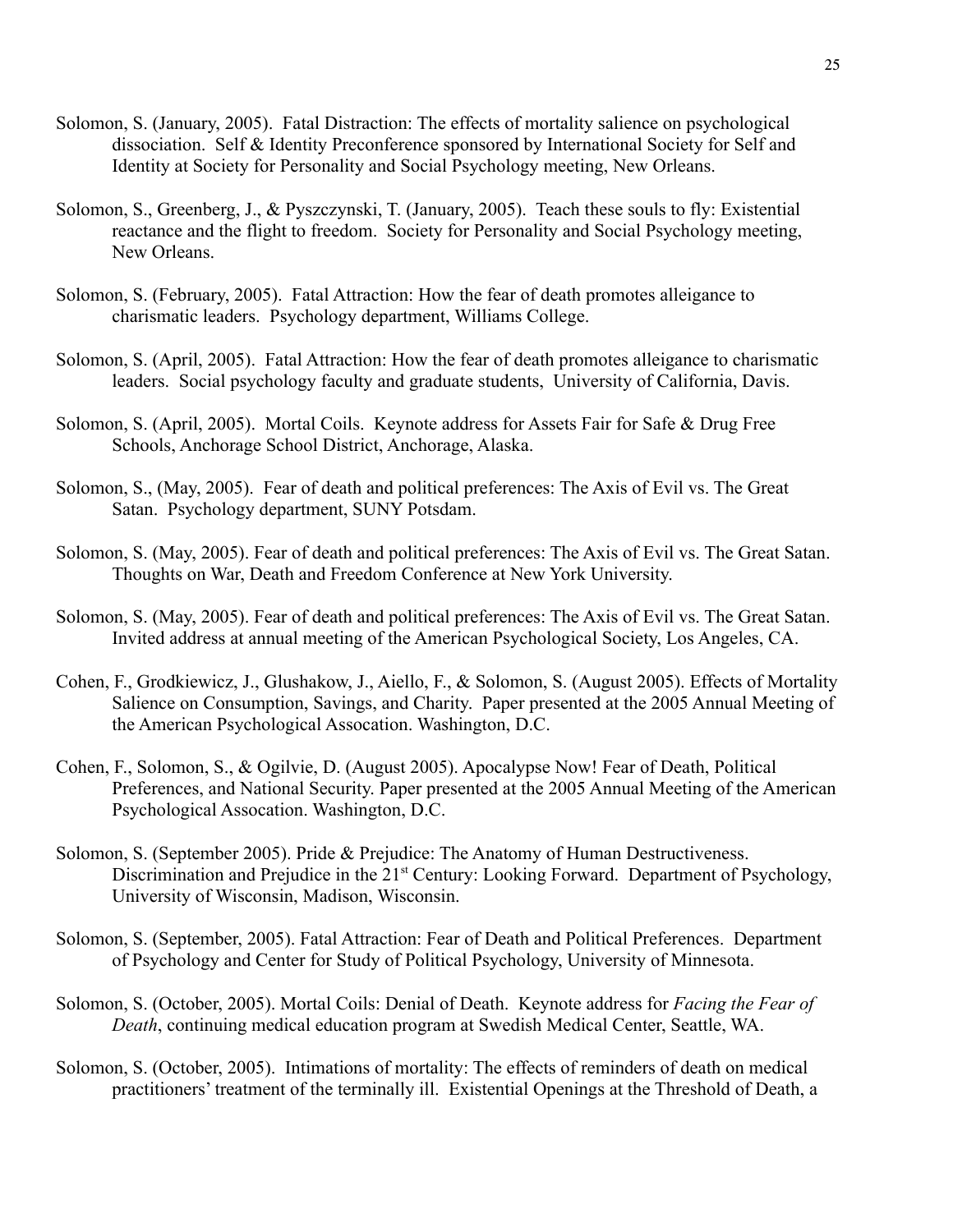Solomon, S. (January, 2005). Fatal Distraction: The effects of mortality salience on psychological dissociation. Self & Identity Preconference sponsored by International Society for Self and Identity at Society for Personality and Social Psychology meeting, New Orleans.

Solomon, S., Greenberg, J., & Pyszczynski, T. (January, 2005). Teach these souls to fly: Existential reactance and the flight to freedom. Society for Personality and Social Psychology meeting, New Orleans.

Solomon, S. (February, 2005). Fatal Attraction: How the fear of death promotes alleigance to charismatic leaders. Psychology department, Williams College.

Solomon, S. (April, 2005). Fatal Attraction: How the fear of death promotes alleigance to charismatic leaders. Social psychology faculty and graduate students, University of California, Davis.

Solomon, S. (April, 2005). Mortal Coils. Keynote address for Assets Fair for Safe & Drug Free Schools, Anchorage School District, Anchorage, Alaska.

Solomon, S., (May, 2005). Fear of death and political preferences: The Axis of Evil vs. The Great Satan. Psychology department, SUNY Potsdam.

Solomon, S. (May, 2005). Fear of death and political preferences: The Axis of Evil vs. The Great Satan. Thoughts on War, Death and Freedom Conference at New York University.

Solomon, S. (May, 2005). Fear of death and political preferences: The Axis of Evil vs. The Great Satan. Invited address at annual meeting of the American Psychological Society, Los Angeles, CA.

Cohen, F., Grodkiewicz, J., Glushakow, J., Aiello, F., & Solomon, S. (August 2005). Effects of Mortality Salience on Consumption, Savings, and Charity. Paper presented at the 2005 Annual Meeting of the American Psychological Assocation. Washington, D.C.

Cohen, F., Solomon, S., & Ogilvie, D. (August 2005). Apocalypse Now! Fear of Death, Political Preferences, and National Security. Paper presented at the 2005 Annual Meeting of the American Psychological Assocation. Washington, D.C.

Solomon, S. (September 2005). Pride & Prejudice: The Anatomy of Human Destructiveness. Discrimination and Prejudice in the 21st Century: Looking Forward. Department of Psychology, University of Wisconsin, Madison, Wisconsin.

Solomon, S. (September, 2005). Fatal Attraction: Fear of Death and Political Preferences. Department of Psychology and Center for Study of Political Psychology, University of Minnesota.

Solomon, S. (October, 2005). Mortal Coils: Denial of Death. Keynote address for *Facing the Fear of Death*, continuing medical education program at Swedish Medical Center, Seattle, WA.

Solomon, S. (October, 2005). Intimations of mortality: The effects of reminders of death on medical practitioners' treatment of the terminally ill. Existential Openings at the Threshold of Death, a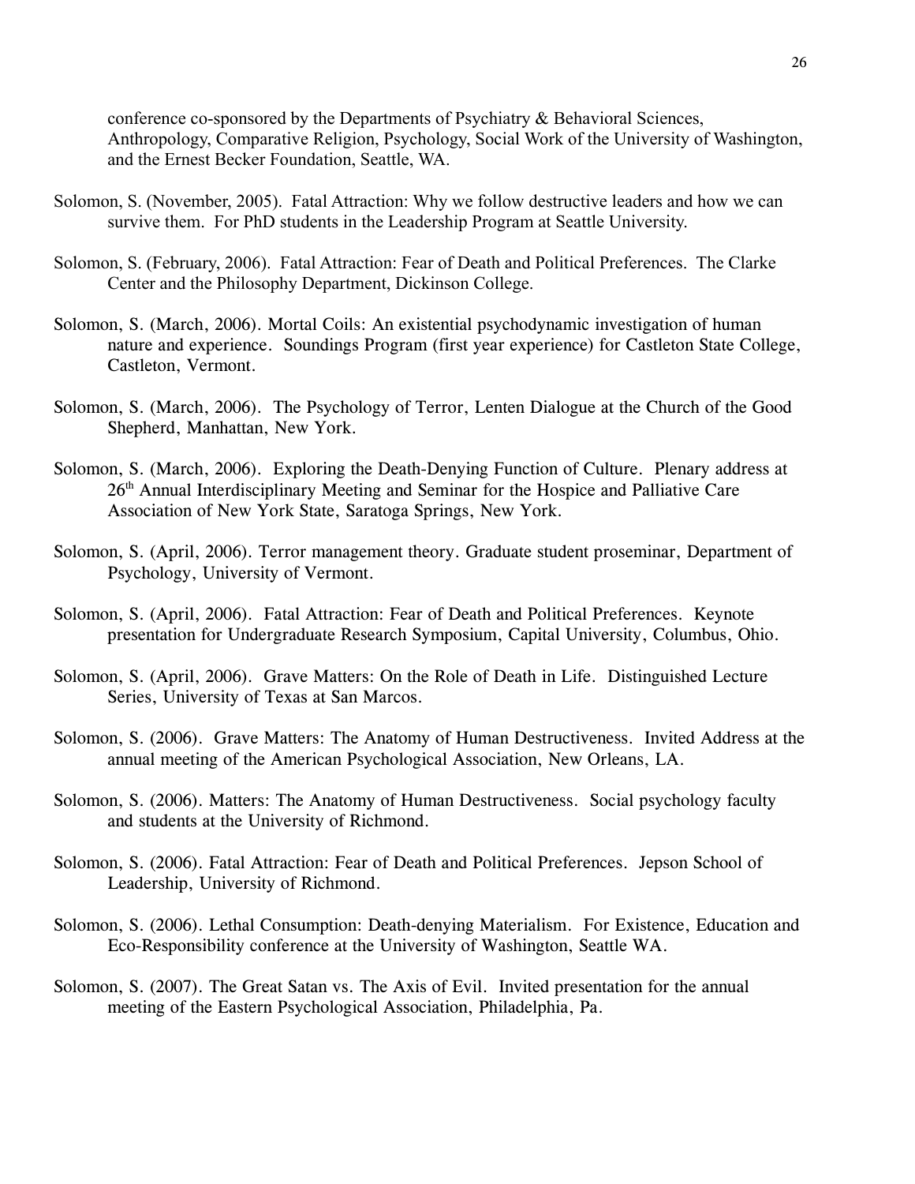conference co-sponsored by the Departments of Psychiatry & Behavioral Sciences, Anthropology, Comparative Religion, Psychology, Social Work of the University of Washington, and the Ernest Becker Foundation, Seattle, WA.

Solomon, S. (November, 2005). Fatal Attraction: Why we follow destructive leaders and how we can survive them. For PhD students in the Leadership Program at Seattle University.

Solomon, S. (February, 2006). Fatal Attraction: Fear of Death and Political Preferences. The Clarke Center and the Philosophy Department, Dickinson College.

Solomon, S. (March, 2006). Mortal Coils: An existential psychodynamic investigation of human nature and experience. Soundings Program (first year experience) for Castleton State College, Castleton, Vermont.

Solomon, S. (March, 2006). The Psychology of Terror, Lenten Dialogue at the Church of the Good Shepherd, Manhattan, New York.

Solomon, S. (March, 2006). Exploring the Death-Denying Function of Culture. Plenary address at 26th Annual Interdisciplinary Meeting and Seminar for the Hospice and Palliative Care Association of New York State, Saratoga Springs, New York.

Solomon, S. (April, 2006). Terror management theory. Graduate student proseminar, Department of Psychology, University of Vermont.

Solomon, S. (April, 2006). Fatal Attraction: Fear of Death and Political Preferences. Keynote presentation for Undergraduate Research Symposium, Capital University, Columbus, Ohio.

Solomon, S. (April, 2006). Grave Matters: On the Role of Death in Life. Distinguished Lecture Series, University of Texas at San Marcos.

Solomon, S. (2006). Grave Matters: The Anatomy of Human Destructiveness. Invited Address at the annual meeting of the American Psychological Association, New Orleans, LA.

Solomon, S. (2006). Matters: The Anatomy of Human Destructiveness. Social psychology faculty and students at the University of Richmond.

Solomon, S. (2006). Fatal Attraction: Fear of Death and Political Preferences. Jepson School of Leadership, University of Richmond.

Solomon, S. (2006). Lethal Consumption: Death-denying Materialism. For Existence, Education and Eco-Responsibility conference at the University of Washington, Seattle WA.

Solomon, S. (2007). The Great Satan vs. The Axis of Evil. Invited presentation for the annual meeting of the Eastern Psychological Association, Philadelphia, Pa.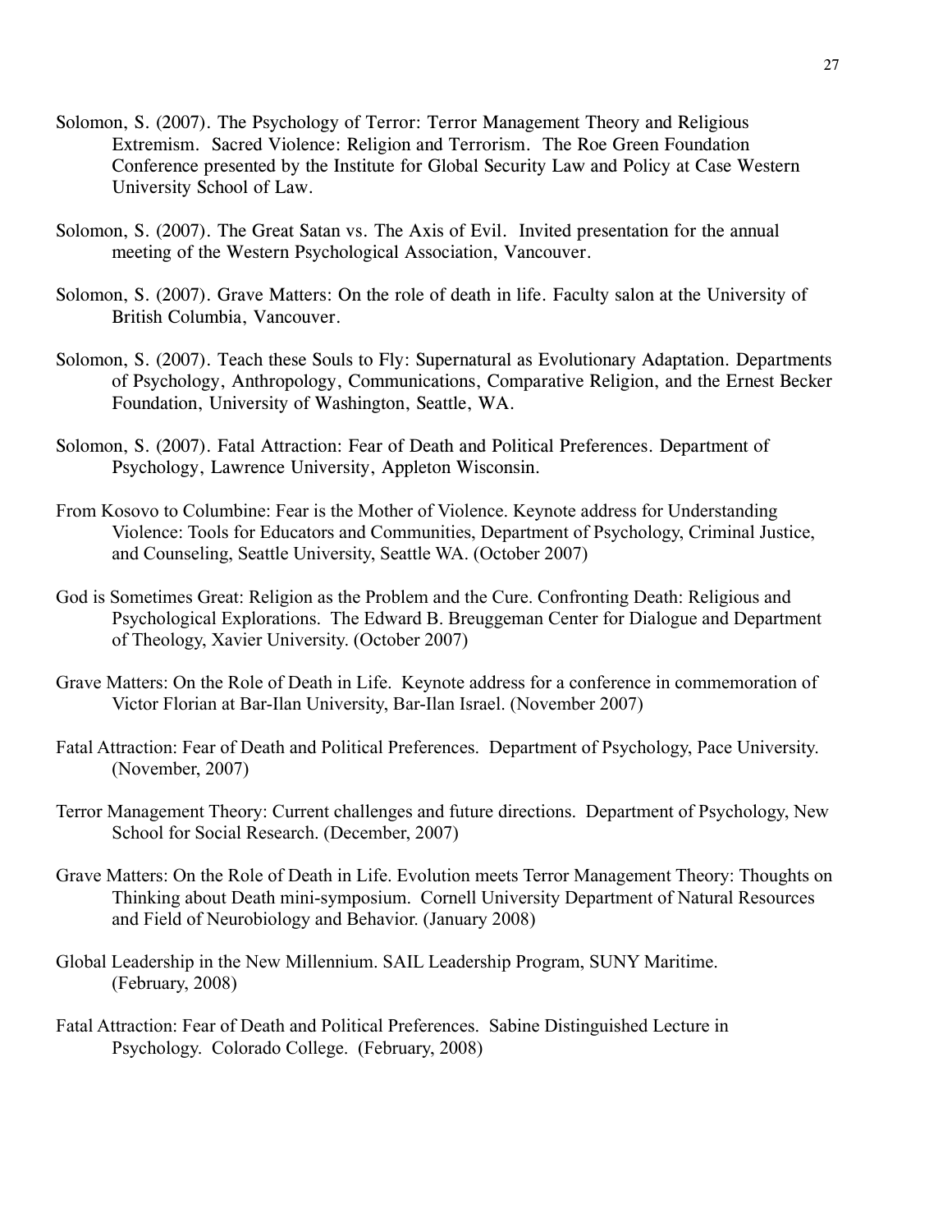Solomon, S. (2007). The Psychology of Terror: Terror Management Theory and Religious Extremism. Sacred Violence: Religion and Terrorism. The Roe Green Foundation Conference presented by the Institute for Global Security Law and Policy at Case Western University School of Law.

Solomon, S. (2007). The Great Satan vs. The Axis of Evil. Invited presentation for the annual meeting of the Western Psychological Association, Vancouver.

Solomon, S. (2007). Grave Matters: On the role of death in life. Faculty salon at the University of British Columbia, Vancouver.

Solomon, S. (2007). Teach these Souls to Fly: Supernatural as Evolutionary Adaptation. Departments of Psychology, Anthropology, Communications, Comparative Religion, and the Ernest Becker Foundation, University of Washington, Seattle, WA.

Solomon, S. (2007). Fatal Attraction: Fear of Death and Political Preferences. Department of Psychology, Lawrence University, Appleton Wisconsin.

From Kosovo to Columbine: Fear is the Mother of Violence. Keynote address for Understanding Violence: Tools for Educators and Communities, Department of Psychology, Criminal Justice, and Counseling, Seattle University, Seattle WA. (October 2007)

God is Sometimes Great: Religion as the Problem and the Cure. Confronting Death: Religious and Psychological Explorations. The Edward B. Breuggeman Center for Dialogue and Department of Theology, Xavier University. (October 2007)

Grave Matters: On the Role of Death in Life. Keynote address for a conference in commemoration of Victor Florian at Bar-Ilan University, Bar-Ilan Israel. (November 2007)

Fatal Attraction: Fear of Death and Political Preferences. Department of Psychology, Pace University. (November, 2007)

Terror Management Theory: Current challenges and future directions. Department of Psychology, New School for Social Research. (December, 2007)

Grave Matters: On the Role of Death in Life. Evolution meets Terror Management Theory: Thoughts on Thinking about Death mini-symposium. Cornell University Department of Natural Resources and Field of Neurobiology and Behavior. (January 2008)

Global Leadership in the New Millennium. SAIL Leadership Program, SUNY Maritime. (February, 2008)

Fatal Attraction: Fear of Death and Political Preferences. Sabine Distinguished Lecture in Psychology. Colorado College. (February, 2008)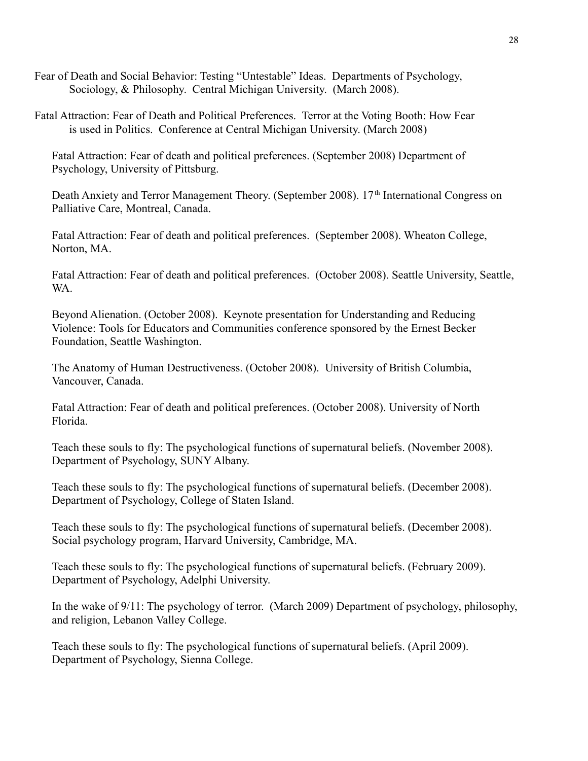Fear of Death and Social Behavior: Testing "Untestable" Ideas. Departments of Psychology, Sociology, & Philosophy. Central Michigan University. (March 2008).

Fatal Attraction: Fear of Death and Political Preferences. Terror at the Voting Booth: How Fear is used in Politics. Conference at Central Michigan University. (March 2008)

Fatal Attraction: Fear of death and political preferences. (September 2008) Department of Psychology, University of Pittsburg.

Death Anxiety and Terror Management Theory. (September 2008). 17th International Congress on Palliative Care, Montreal, Canada.

Fatal Attraction: Fear of death and political preferences. (September 2008). Wheaton College, Norton, MA.

Fatal Attraction: Fear of death and political preferences. (October 2008). Seattle University, Seattle, WA.

Beyond Alienation. (October 2008). Keynote presentation for Understanding and Reducing Violence: Tools for Educators and Communities conference sponsored by the Ernest Becker Foundation, Seattle Washington.

The Anatomy of Human Destructiveness. (October 2008). University of British Columbia, Vancouver, Canada.

Fatal Attraction: Fear of death and political preferences. (October 2008). University of North Florida.

Teach these souls to fly: The psychological functions of supernatural beliefs. (November 2008). Department of Psychology, SUNY Albany.

Teach these souls to fly: The psychological functions of supernatural beliefs. (December 2008). Department of Psychology, College of Staten Island.

Teach these souls to fly: The psychological functions of supernatural beliefs. (December 2008). Social psychology program, Harvard University, Cambridge, MA.

Teach these souls to fly: The psychological functions of supernatural beliefs. (February 2009). Department of Psychology, Adelphi University.

In the wake of 9/11: The psychology of terror. (March 2009) Department of psychology, philosophy, and religion, Lebanon Valley College.

Teach these souls to fly: The psychological functions of supernatural beliefs. (April 2009). Department of Psychology, Sienna College.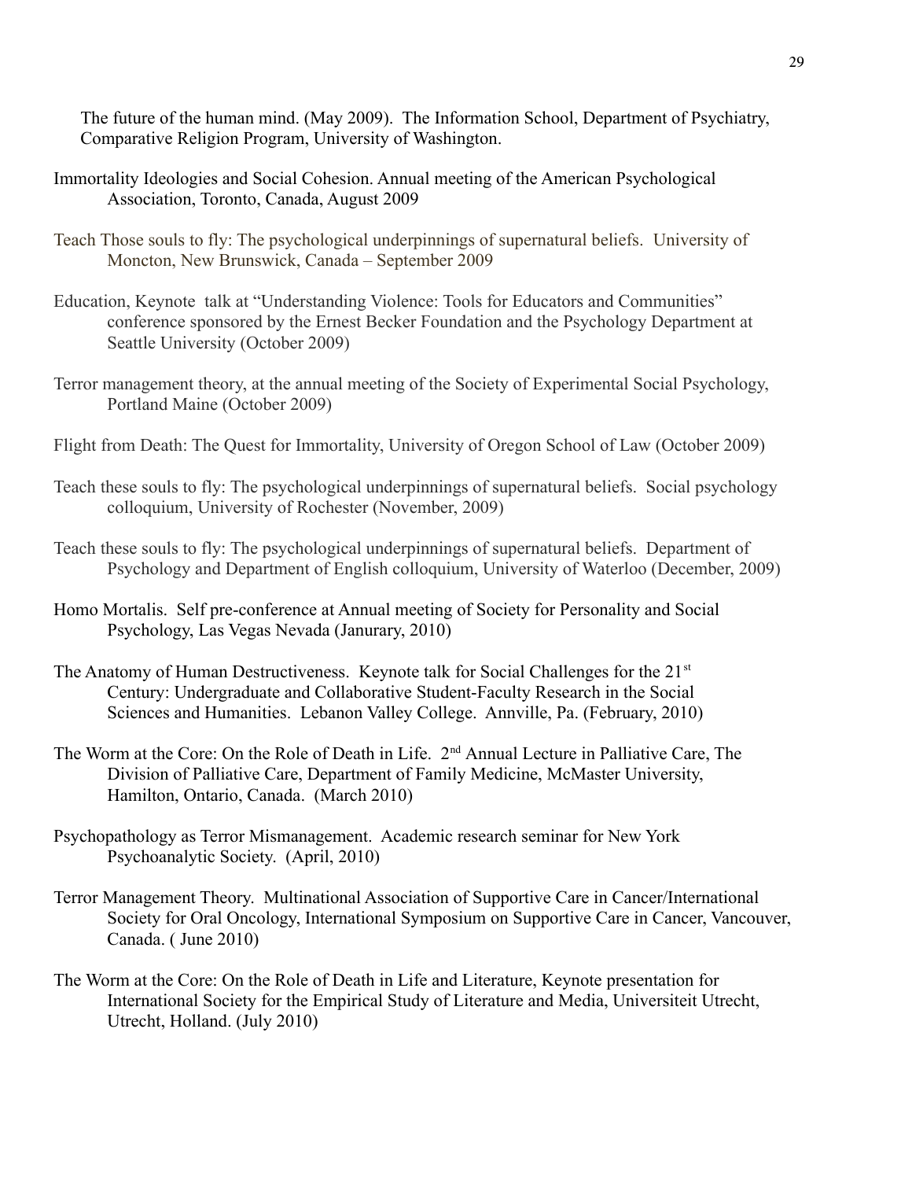The future of the human mind. (May 2009). The Information School, Department of Psychiatry, Comparative Religion Program, University of Washington.

Immortality Ideologies and Social Cohesion. Annual meeting of the American Psychological Association, Toronto, Canada, August 2009

Teach Those souls to fly: The psychological underpinnings of supernatural beliefs. University of Moncton, New Brunswick, Canada – September 2009

Education, Keynote talk at "Understanding Violence: Tools for Educators and Communities" conference sponsored by the Ernest Becker Foundation and the Psychology Department at Seattle University (October 2009)

Terror management theory, at the annual meeting of the Society of Experimental Social Psychology, Portland Maine (October 2009)

Flight from Death: The Quest for Immortality, University of Oregon School of Law (October 2009)

Teach these souls to fly: The psychological underpinnings of supernatural beliefs. Social psychology colloquium, University of Rochester (November, 2009)

Teach these souls to fly: The psychological underpinnings of supernatural beliefs. Department of Psychology and Department of English colloquium, University of Waterloo (December, 2009)

Homo Mortalis. Self pre-conference at Annual meeting of Society for Personality and Social Psychology, Las Vegas Nevada (Janurary, 2010)

The Anatomy of Human Destructiveness. Keynote talk for Social Challenges for the 21st Century: Undergraduate and Collaborative Student-Faculty Research in the Social Sciences and Humanities. Lebanon Valley College. Annville, Pa. (February, 2010)

The Worm at the Core: On the Role of Death in Life. 2nd Annual Lecture in Palliative Care, The Division of Palliative Care, Department of Family Medicine, McMaster University, Hamilton, Ontario, Canada. (March 2010)

Psychopathology as Terror Mismanagement. Academic research seminar for New York Psychoanalytic Society. (April, 2010)

Terror Management Theory. Multinational Association of Supportive Care in Cancer/International Society for Oral Oncology, International Symposium on Supportive Care in Cancer, Vancouver, Canada. ( June 2010)

The Worm at the Core: On the Role of Death in Life and Literature, Keynote presentation for International Society for the Empirical Study of Literature and Media, Universiteit Utrecht, Utrecht, Holland. (July 2010)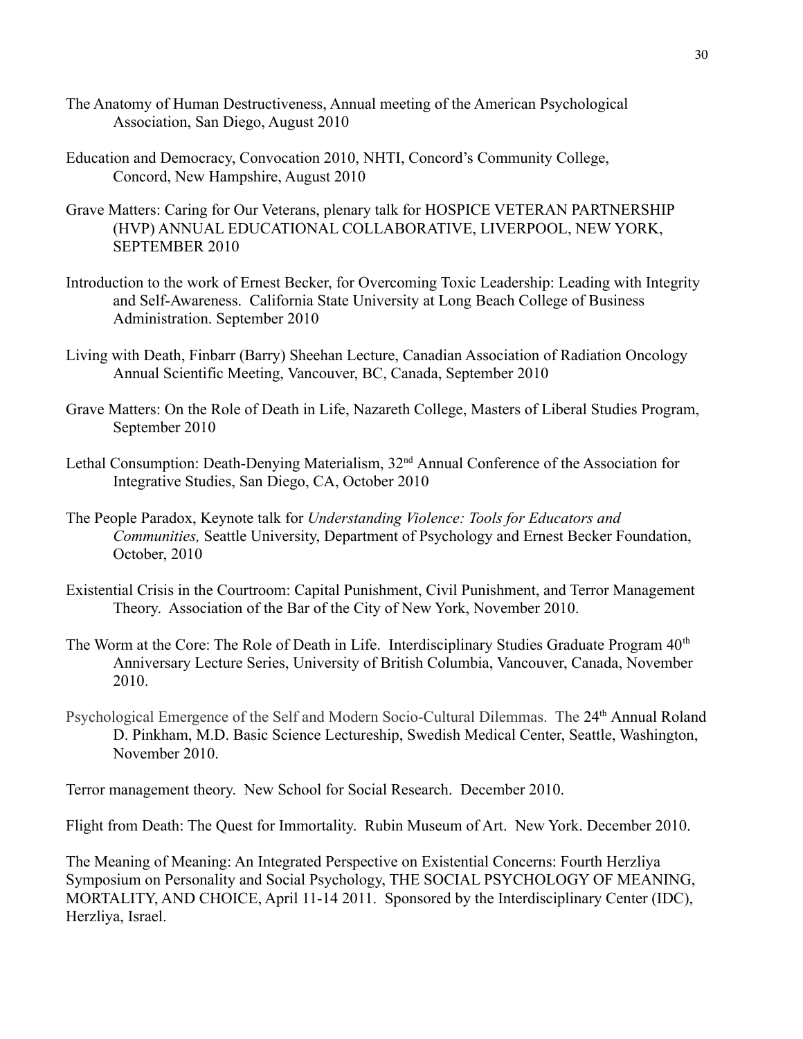The Anatomy of Human Destructiveness, Annual meeting of the American Psychological Association, San Diego, August 2010

Education and Democracy, Convocation 2010, NHTI, Concord's Community College, Concord, New Hampshire, August 2010

Grave Matters: Caring for Our Veterans, plenary talk for HOSPICE VETERAN PARTNERSHIP (HVP) ANNUAL EDUCATIONAL COLLABORATIVE, LIVERPOOL, NEW YORK, SEPTEMBER 2010

Introduction to the work of Ernest Becker, for Overcoming Toxic Leadership: Leading with Integrity and Self-Awareness. California State University at Long Beach College of Business Administration. September 2010

Living with Death, Finbarr (Barry) Sheehan Lecture, Canadian Association of Radiation Oncology Annual Scientific Meeting, Vancouver, BC, Canada, September 2010

Grave Matters: On the Role of Death in Life, Nazareth College, Masters of Liberal Studies Program, September 2010

Lethal Consumption: Death-Denying Materialism, 32nd Annual Conference of the Association for Integrative Studies, San Diego, CA, October 2010

The People Paradox, Keynote talk for *Understanding Violence: Tools for Educators and Communities,* Seattle University, Department of Psychology and Ernest Becker Foundation, October, 2010

Existential Crisis in the Courtroom: Capital Punishment, Civil Punishment, and Terror Management Theory. Association of the Bar of the City of New York, November 2010.

The Worm at the Core: The Role of Death in Life. Interdisciplinary Studies Graduate Program 40th Anniversary Lecture Series, University of British Columbia, Vancouver, Canada, November 2010.

Psychological Emergence of the Self and Modern Socio-Cultural Dilemmas. The 24th Annual Roland D. Pinkham, M.D. Basic Science Lectureship, Swedish Medical Center, Seattle, Washington, November 2010.

Terror management theory. New School for Social Research. December 2010.

Flight from Death: The Quest for Immortality. Rubin Museum of Art. New York. December 2010.

The Meaning of Meaning: An Integrated Perspective on Existential Concerns: Fourth Herzliya Symposium on Personality and Social Psychology, THE SOCIAL PSYCHOLOGY OF MEANING, MORTALITY, AND CHOICE, April 11-14 2011. Sponsored by the Interdisciplinary Center (IDC), Herzliya, Israel.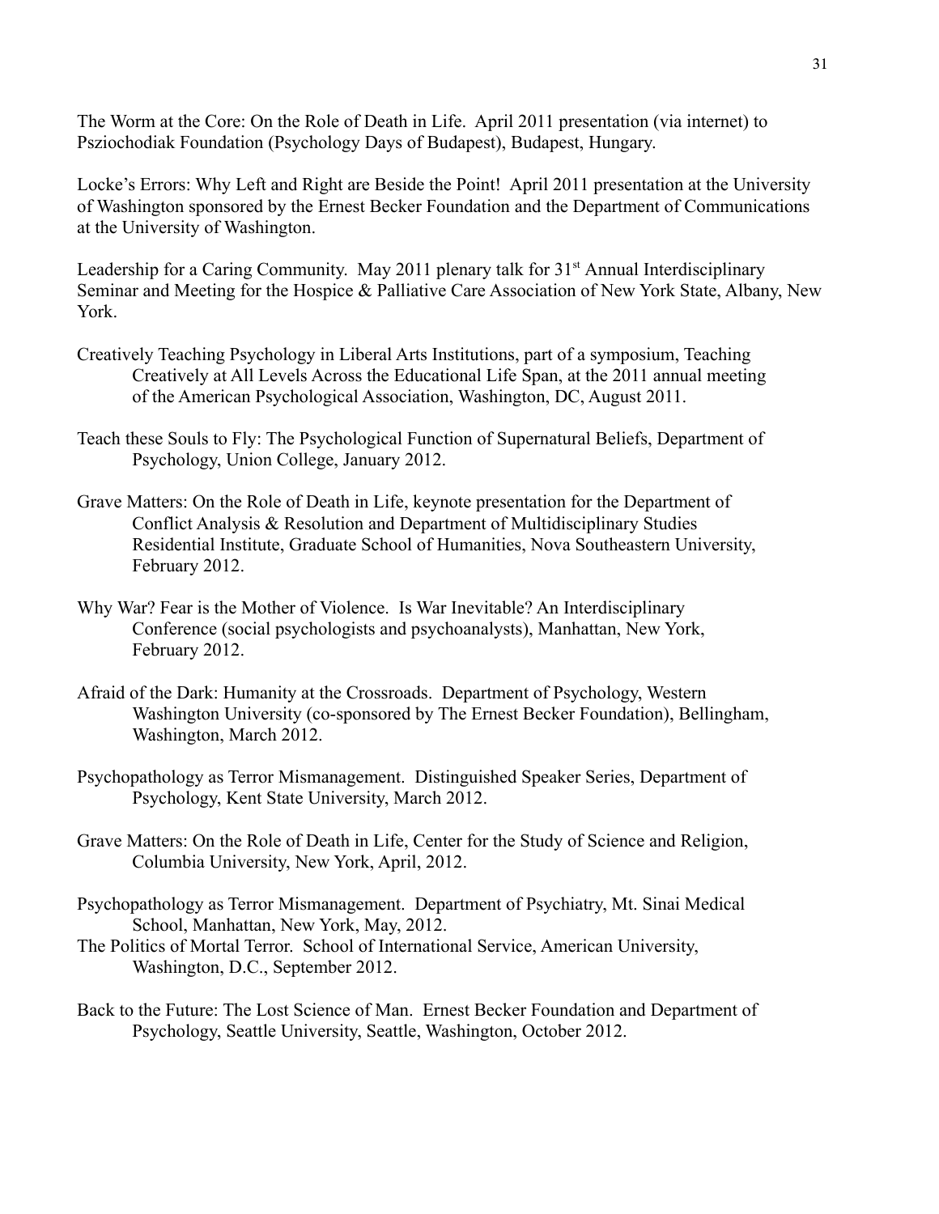The Worm at the Core: On the Role of Death in Life. April 2011 presentation (via internet) to Psziochodiak Foundation (Psychology Days of Budapest), Budapest, Hungary.

Locke's Errors: Why Left and Right are Beside the Point! April 2011 presentation at the University of Washington sponsored by the Ernest Becker Foundation and the Department of Communications at the University of Washington.

Leadership for a Caring Community. May 2011 plenary talk for 31st Annual Interdisciplinary Seminar and Meeting for the Hospice & Palliative Care Association of New York State, Albany, New York.

Creatively Teaching Psychology in Liberal Arts Institutions, part of a symposium, Teaching Creatively at All Levels Across the Educational Life Span, at the 2011 annual meeting of the American Psychological Association, Washington, DC, August 2011.

Teach these Souls to Fly: The Psychological Function of Supernatural Beliefs, Department of Psychology, Union College, January 2012.

Grave Matters: On the Role of Death in Life, keynote presentation for the Department of Conflict Analysis & Resolution and Department of Multidisciplinary Studies Residential Institute, Graduate School of Humanities, Nova Southeastern University, February 2012.

Why War? Fear is the Mother of Violence. Is War Inevitable? An Interdisciplinary Conference (social psychologists and psychoanalysts), Manhattan, New York, February 2012.

Afraid of the Dark: Humanity at the Crossroads. Department of Psychology, Western Washington University (co-sponsored by The Ernest Becker Foundation), Bellingham, Washington, March 2012.

Psychopathology as Terror Mismanagement. Distinguished Speaker Series, Department of Psychology, Kent State University, March 2012.

Grave Matters: On the Role of Death in Life, Center for the Study of Science and Religion, Columbia University, New York, April, 2012.

Psychopathology as Terror Mismanagement. Department of Psychiatry, Mt. Sinai Medical School, Manhattan, New York, May, 2012.

The Politics of Mortal Terror. School of International Service, American University, Washington, D.C., September 2012.

Back to the Future: The Lost Science of Man. Ernest Becker Foundation and Department of Psychology, Seattle University, Seattle, Washington, October 2012.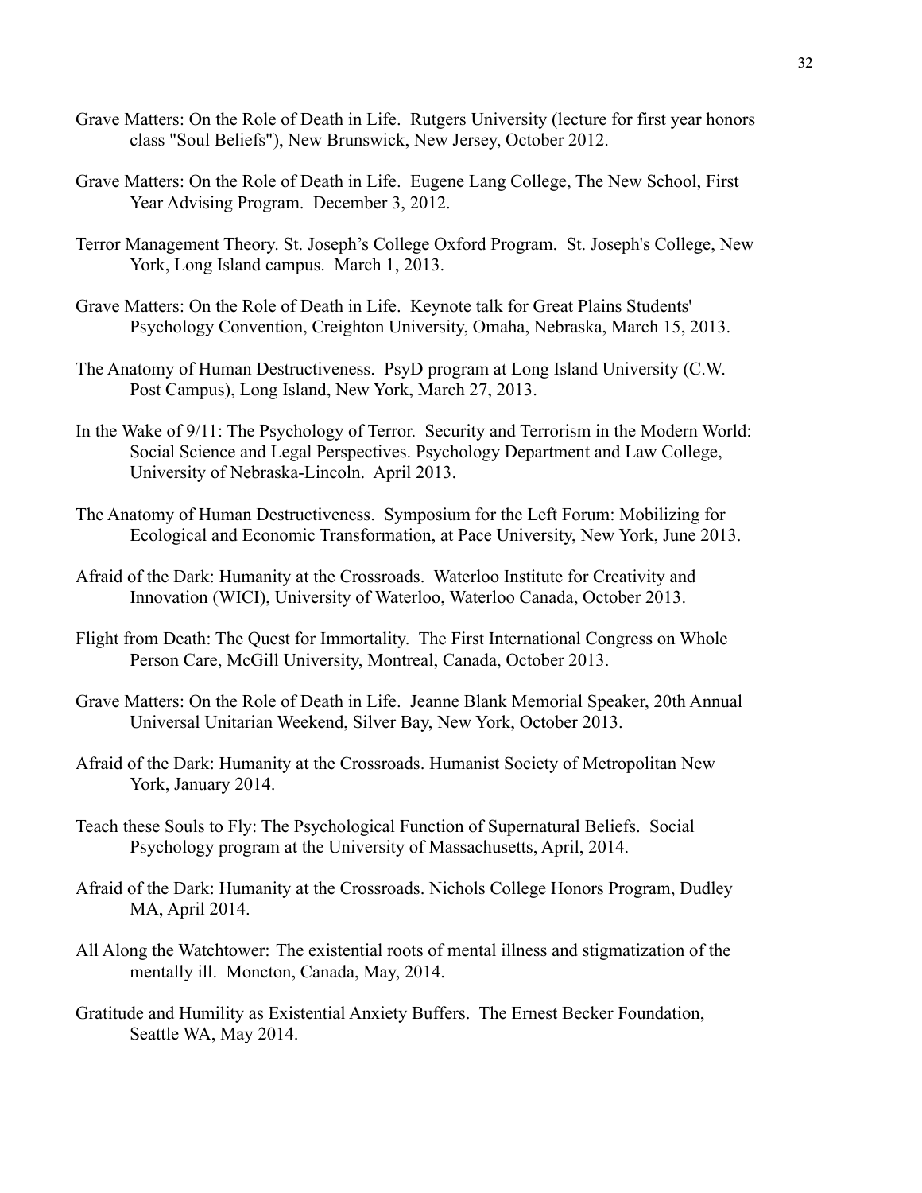Grave Matters: On the Role of Death in Life. Rutgers University (lecture for first year honors class "Soul Beliefs"), New Brunswick, New Jersey, October 2012.

Grave Matters: On the Role of Death in Life. Eugene Lang College, The New School, First Year Advising Program. December 3, 2012.

Terror Management Theory. St. Joseph's College Oxford Program. St. Joseph's College, New York, Long Island campus. March 1, 2013.

Grave Matters: On the Role of Death in Life. Keynote talk for Great Plains Students' Psychology Convention, Creighton University, Omaha, Nebraska, March 15, 2013.

The Anatomy of Human Destructiveness. PsyD program at Long Island University (C.W. Post Campus), Long Island, New York, March 27, 2013.

In the Wake of 9/11: The Psychology of Terror. Security and Terrorism in the Modern World: Social Science and Legal Perspectives. Psychology Department and Law College, University of Nebraska-Lincoln. April 2013.

The Anatomy of Human Destructiveness. Symposium for the Left Forum: Mobilizing for Ecological and Economic Transformation, at Pace University, New York, June 2013.

Afraid of the Dark: Humanity at the Crossroads. Waterloo Institute for Creativity and Innovation (WICI), University of Waterloo, Waterloo Canada, October 2013.

Flight from Death: The Quest for Immortality. The First International Congress on Whole Person Care, McGill University, Montreal, Canada, October 2013.

Grave Matters: On the Role of Death in Life. Jeanne Blank Memorial Speaker, 20th Annual Universal Unitarian Weekend, Silver Bay, New York, October 2013.

Afraid of the Dark: Humanity at the Crossroads. Humanist Society of Metropolitan New York, January 2014.

Teach these Souls to Fly: The Psychological Function of Supernatural Beliefs. Social Psychology program at the University of Massachusetts, April, 2014.

Afraid of the Dark: Humanity at the Crossroads. Nichols College Honors Program, Dudley MA, April 2014.

All Along the Watchtower: The existential roots of mental illness and stigmatization of the mentally ill. Moncton, Canada, May, 2014.

Gratitude and Humility as Existential Anxiety Buffers. The Ernest Becker Foundation, Seattle WA, May 2014.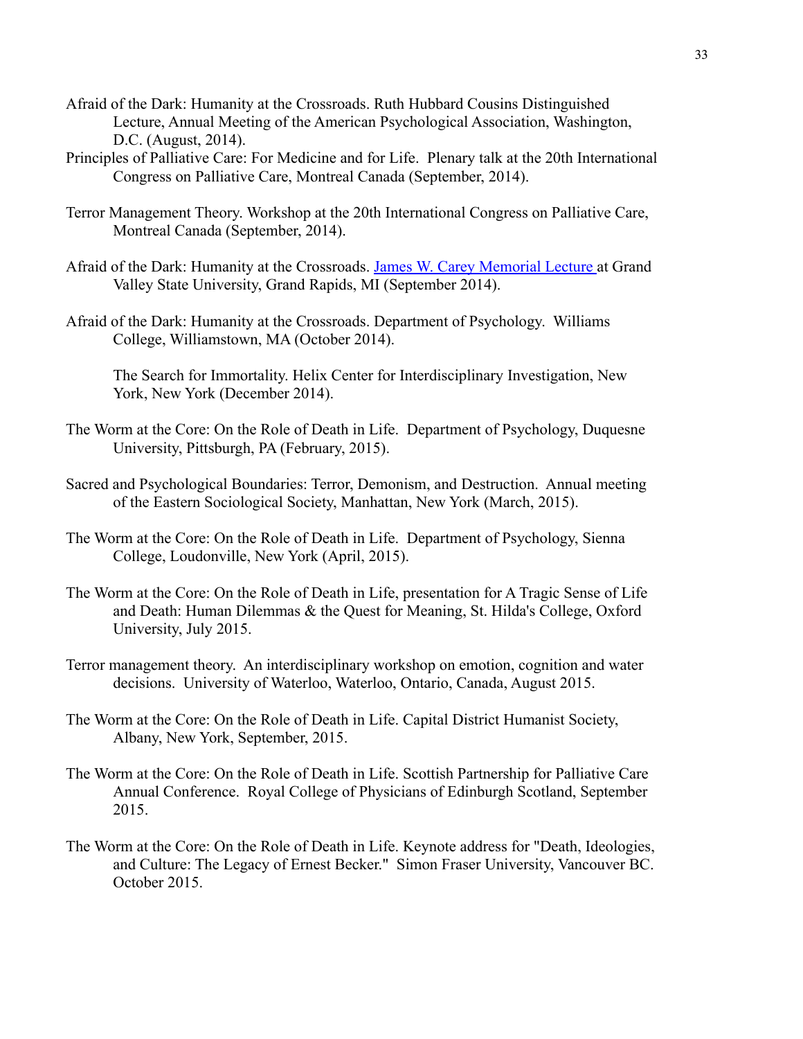Afraid of the Dark: Humanity at the Crossroads. Ruth Hubbard Cousins Distinguished Lecture, Annual Meeting of the American Psychological Association, Washington, D.C. (August, 2014).

Principles of Palliative Care: For Medicine and for Life. Plenary talk at the 20th International Congress on Palliative Care, Montreal Canada (September, 2014).

Terror Management Theory. Workshop at the 20th International Congress on Palliative Care, Montreal Canada (September, 2014).

Afraid of the Dark: Humanity at the Crossroads. James W. Carey Memorial Lecture at Grand Valley State University, Grand Rapids, MI (September 2014).

Afraid of the Dark: Humanity at the Crossroads. Department of Psychology. Williams College, Williamstown, MA (October 2014).

The Search for Immortality. Helix Center for Interdisciplinary Investigation, New York, New York (December 2014).

The Worm at the Core: On the Role of Death in Life. Department of Psychology, Duquesne University, Pittsburgh, PA (February, 2015).

Sacred and Psychological Boundaries: Terror, Demonism, and Destruction. Annual meeting of the Eastern Sociological Society, Manhattan, New York (March, 2015).

The Worm at the Core: On the Role of Death in Life. Department of Psychology, Sienna College, Loudonville, New York (April, 2015).

The Worm at the Core: On the Role of Death in Life, presentation for A Tragic Sense of Life and Death: Human Dilemmas & the Quest for Meaning, St. Hilda's College, Oxford University, July 2015.

Terror management theory. An interdisciplinary workshop on emotion, cognition and water decisions. University of Waterloo, Waterloo, Ontario, Canada, August 2015.

The Worm at the Core: On the Role of Death in Life. Capital District Humanist Society, Albany, New York, September, 2015.

The Worm at the Core: On the Role of Death in Life. Scottish Partnership for Palliative Care Annual Conference. Royal College of Physicians of Edinburgh Scotland, September 2015.

The Worm at the Core: On the Role of Death in Life. Keynote address for "Death, Ideologies, and Culture: The Legacy of Ernest Becker." Simon Fraser University, Vancouver BC. October 2015.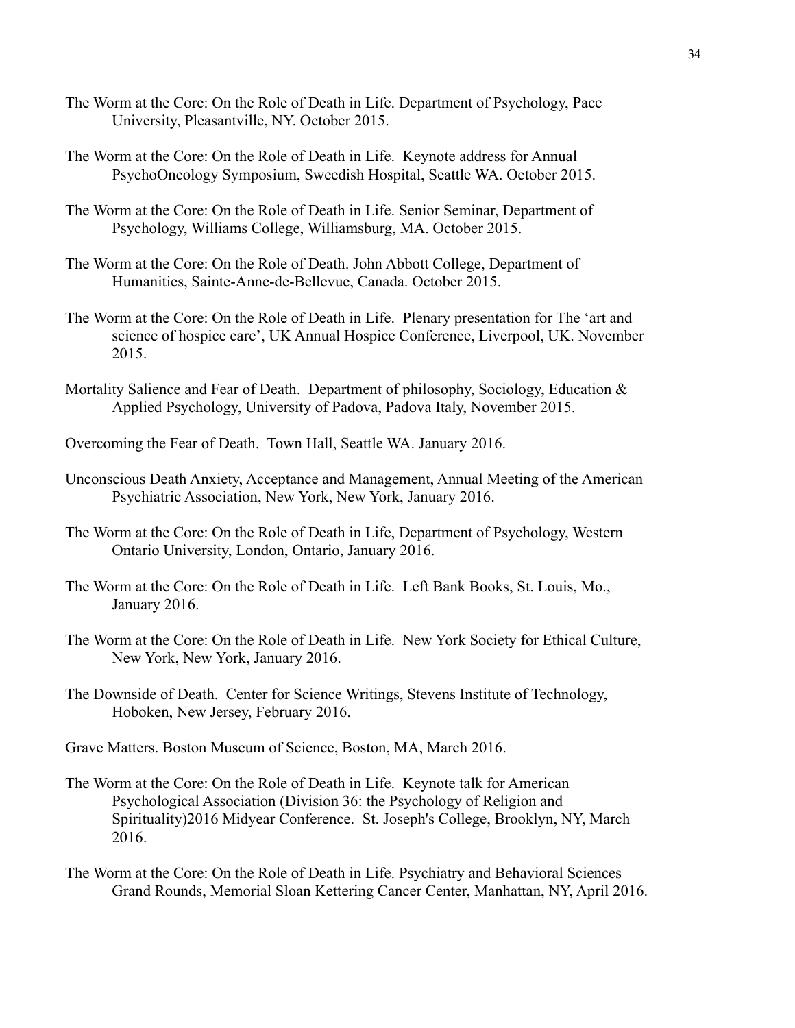The Worm at the Core: On the Role of Death in Life. Department of Psychology, Pace University, Pleasantville, NY. October 2015.

The Worm at the Core: On the Role of Death in Life. Keynote address for Annual PsychoOncology Symposium, Sweedish Hospital, Seattle WA. October 2015.

The Worm at the Core: On the Role of Death in Life. Senior Seminar, Department of Psychology, Williams College, Williamsburg, MA. October 2015.

The Worm at the Core: On the Role of Death. John Abbott College, Department of Humanities, Sainte-Anne-de-Bellevue, Canada. October 2015.

The Worm at the Core: On the Role of Death in Life. Plenary presentation for The 'art and science of hospice care', UK Annual Hospice Conference, Liverpool, UK. November 2015.

Mortality Salience and Fear of Death. Department of philosophy, Sociology, Education & Applied Psychology, University of Padova, Padova Italy, November 2015.

Overcoming the Fear of Death. Town Hall, Seattle WA. January 2016.

Unconscious Death Anxiety, Acceptance and Management, Annual Meeting of the American Psychiatric Association, New York, New York, January 2016.

The Worm at the Core: On the Role of Death in Life, Department of Psychology, Western Ontario University, London, Ontario, January 2016.

The Worm at the Core: On the Role of Death in Life. Left Bank Books, St. Louis, Mo., January 2016.

The Worm at the Core: On the Role of Death in Life. New York Society for Ethical Culture, New York, New York, January 2016.

The Downside of Death. Center for Science Writings, Stevens Institute of Technology, Hoboken, New Jersey, February 2016.

Grave Matters. Boston Museum of Science, Boston, MA, March 2016.

The Worm at the Core: On the Role of Death in Life. Keynote talk for American Psychological Association (Division 36: the Psychology of Religion and Spirituality)2016 Midyear Conference. St. Joseph's College, Brooklyn, NY, March 2016.

The Worm at the Core: On the Role of Death in Life. Psychiatry and Behavioral Sciences Grand Rounds, Memorial Sloan Kettering Cancer Center, Manhattan, NY, April 2016.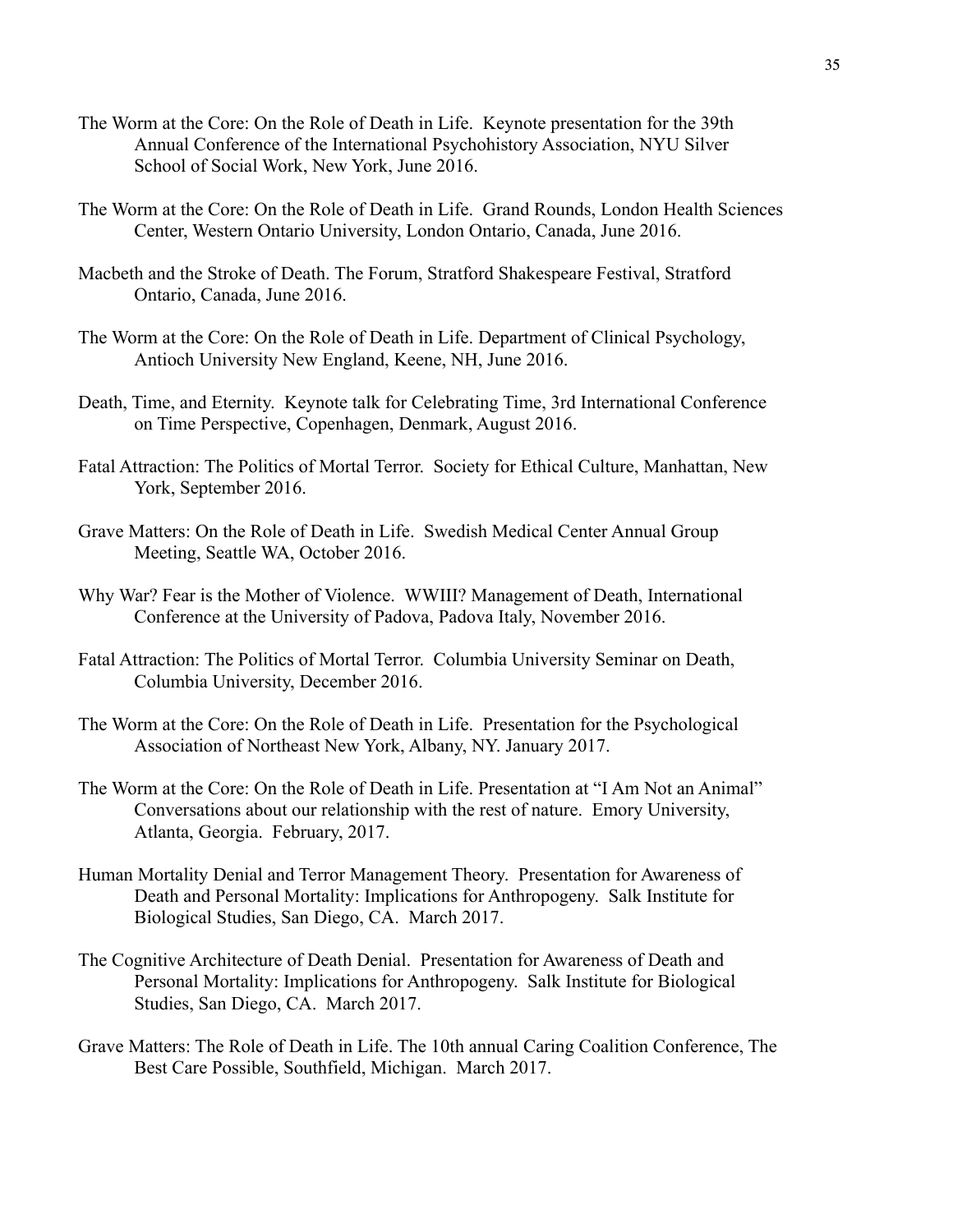The Worm at the Core: On the Role of Death in Life. Keynote presentation for the 39th Annual Conference of the International Psychohistory Association, NYU Silver School of Social Work, New York, June 2016.

The Worm at the Core: On the Role of Death in Life. Grand Rounds, London Health Sciences Center, Western Ontario University, London Ontario, Canada, June 2016.

Macbeth and the Stroke of Death. The Forum, Stratford Shakespeare Festival, Stratford Ontario, Canada, June 2016.

The Worm at the Core: On the Role of Death in Life. Department of Clinical Psychology, Antioch University New England, Keene, NH, June 2016.

Death, Time, and Eternity. Keynote talk for Celebrating Time, 3rd International Conference on Time Perspective, Copenhagen, Denmark, August 2016.

Fatal Attraction: The Politics of Mortal Terror. Society for Ethical Culture, Manhattan, New York, September 2016.

Grave Matters: On the Role of Death in Life. Swedish Medical Center Annual Group Meeting, Seattle WA, October 2016.

Why War? Fear is the Mother of Violence. WWIII? Management of Death, International Conference at the University of Padova, Padova Italy, November 2016.

Fatal Attraction: The Politics of Mortal Terror. Columbia University Seminar on Death, Columbia University, December 2016.

The Worm at the Core: On the Role of Death in Life. Presentation for the Psychological Association of Northeast New York, Albany, NY. January 2017.

The Worm at the Core: On the Role of Death in Life. Presentation at "I Am Not an Animal" Conversations about our relationship with the rest of nature. Emory University, Atlanta, Georgia. February, 2017.

Human Mortality Denial and Terror Management Theory. Presentation for Awareness of Death and Personal Mortality: Implications for Anthropogeny. Salk Institute for Biological Studies, San Diego, CA. March 2017.

The Cognitive Architecture of Death Denial. Presentation for Awareness of Death and Personal Mortality: Implications for Anthropogeny. Salk Institute for Biological Studies, San Diego, CA. March 2017.

Grave Matters: The Role of Death in Life. The 10th annual Caring Coalition Conference, The Best Care Possible, Southfield, Michigan. March 2017.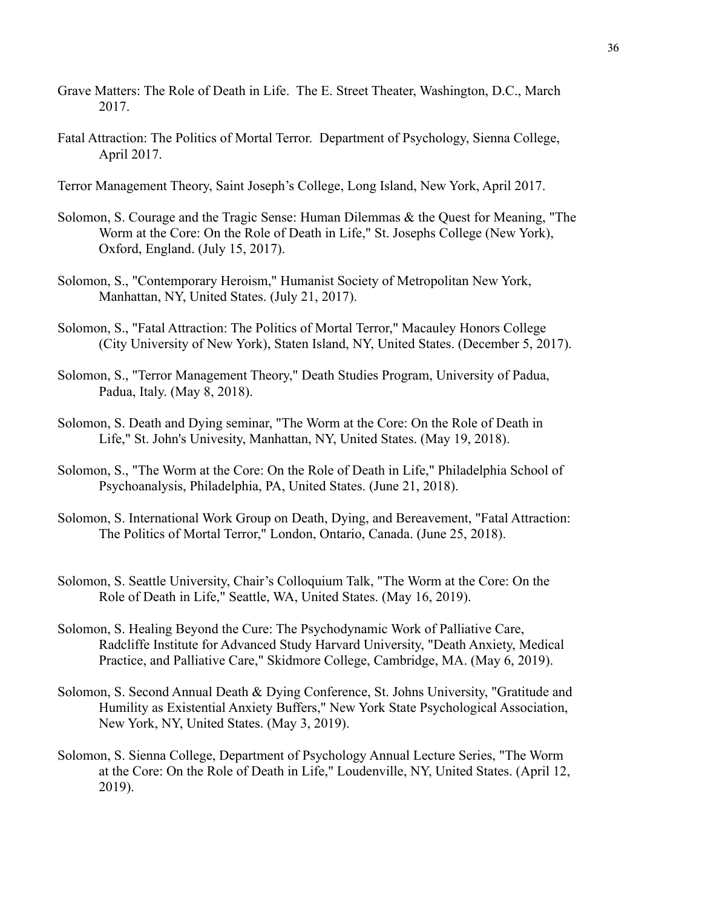Grave Matters: The Role of Death in Life. The E. Street Theater, Washington, D.C., March 2017.

Fatal Attraction: The Politics of Mortal Terror. Department of Psychology, Sienna College, April 2017.

Terror Management Theory, Saint Joseph's College, Long Island, New York, April 2017.

Solomon, S. Courage and the Tragic Sense: Human Dilemmas & the Quest for Meaning, "The Worm at the Core: On the Role of Death in Life," St. Josephs College (New York), Oxford, England. (July 15, 2017).

Solomon, S., "Contemporary Heroism," Humanist Society of Metropolitan New York, Manhattan, NY, United States. (July 21, 2017).

Solomon, S., "Fatal Attraction: The Politics of Mortal Terror," Macauley Honors College (City University of New York), Staten Island, NY, United States. (December 5, 2017).

Solomon, S., "Terror Management Theory," Death Studies Program, University of Padua, Padua, Italy. (May 8, 2018).

Solomon, S. Death and Dying seminar, "The Worm at the Core: On the Role of Death in Life," St. John's Univesity, Manhattan, NY, United States. (May 19, 2018).

Solomon, S., "The Worm at the Core: On the Role of Death in Life," Philadelphia School of Psychoanalysis, Philadelphia, PA, United States. (June 21, 2018).

Solomon, S. International Work Group on Death, Dying, and Bereavement, "Fatal Attraction: The Politics of Mortal Terror," London, Ontario, Canada. (June 25, 2018).

Solomon, S. Seattle University, Chair's Colloquium Talk, "The Worm at the Core: On the Role of Death in Life," Seattle, WA, United States. (May 16, 2019).

Solomon, S. Healing Beyond the Cure: The Psychodynamic Work of Palliative Care, Radcliffe Institute for Advanced Study Harvard University, "Death Anxiety, Medical Practice, and Palliative Care," Skidmore College, Cambridge, MA. (May 6, 2019).

Solomon, S. Second Annual Death & Dying Conference, St. Johns University, "Gratitude and Humility as Existential Anxiety Buffers," New York State Psychological Association, New York, NY, United States. (May 3, 2019).

Solomon, S. Sienna College, Department of Psychology Annual Lecture Series, "The Worm at the Core: On the Role of Death in Life," Loudenville, NY, United States. (April 12, 2019).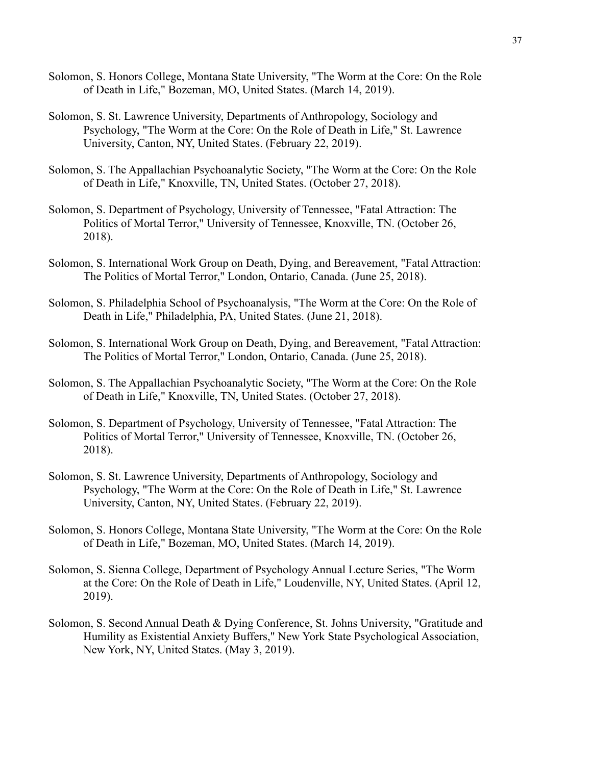Solomon, S. Honors College, Montana State University, "The Worm at the Core: On the Role of Death in Life," Bozeman, MO, United States. (March 14, 2019).

Solomon, S. St. Lawrence University, Departments of Anthropology, Sociology and Psychology, "The Worm at the Core: On the Role of Death in Life," St. Lawrence University, Canton, NY, United States. (February 22, 2019).

Solomon, S. The Appalachian Psychoanalytic Society, "The Worm at the Core: On the Role of Death in Life," Knoxville, TN, United States. (October 27, 2018).

Solomon, S. Department of Psychology, University of Tennessee, "Fatal Attraction: The Politics of Mortal Terror," University of Tennessee, Knoxville, TN. (October 26, 2018).

Solomon, S. International Work Group on Death, Dying, and Bereavement, "Fatal Attraction: The Politics of Mortal Terror," London, Ontario, Canada. (June 25, 2018).

Solomon, S. Philadelphia School of Psychoanalysis, "The Worm at the Core: On the Role of Death in Life," Philadelphia, PA, United States. (June 21, 2018).

Solomon, S. International Work Group on Death, Dying, and Bereavement, "Fatal Attraction: The Politics of Mortal Terror," London, Ontario, Canada. (June 25, 2018).

Solomon, S. The Appalachian Psychoanalytic Society, "The Worm at the Core: On the Role of Death in Life," Knoxville, TN, United States. (October 27, 2018).

Solomon, S. Department of Psychology, University of Tennessee, "Fatal Attraction: The Politics of Mortal Terror," University of Tennessee, Knoxville, TN. (October 26, 2018).

Solomon, S. St. Lawrence University, Departments of Anthropology, Sociology and Psychology, "The Worm at the Core: On the Role of Death in Life," St. Lawrence University, Canton, NY, United States. (February 22, 2019).

Solomon, S. Honors College, Montana State University, "The Worm at the Core: On the Role of Death in Life," Bozeman, MO, United States. (March 14, 2019).

Solomon, S. Sienna College, Department of Psychology Annual Lecture Series, "The Worm at the Core: On the Role of Death in Life," Loudenville, NY, United States. (April 12, 2019).

Solomon, S. Second Annual Death & Dying Conference, St. Johns University, "Gratitude and Humility as Existential Anxiety Buffers," New York State Psychological Association, New York, NY, United States. (May 3, 2019).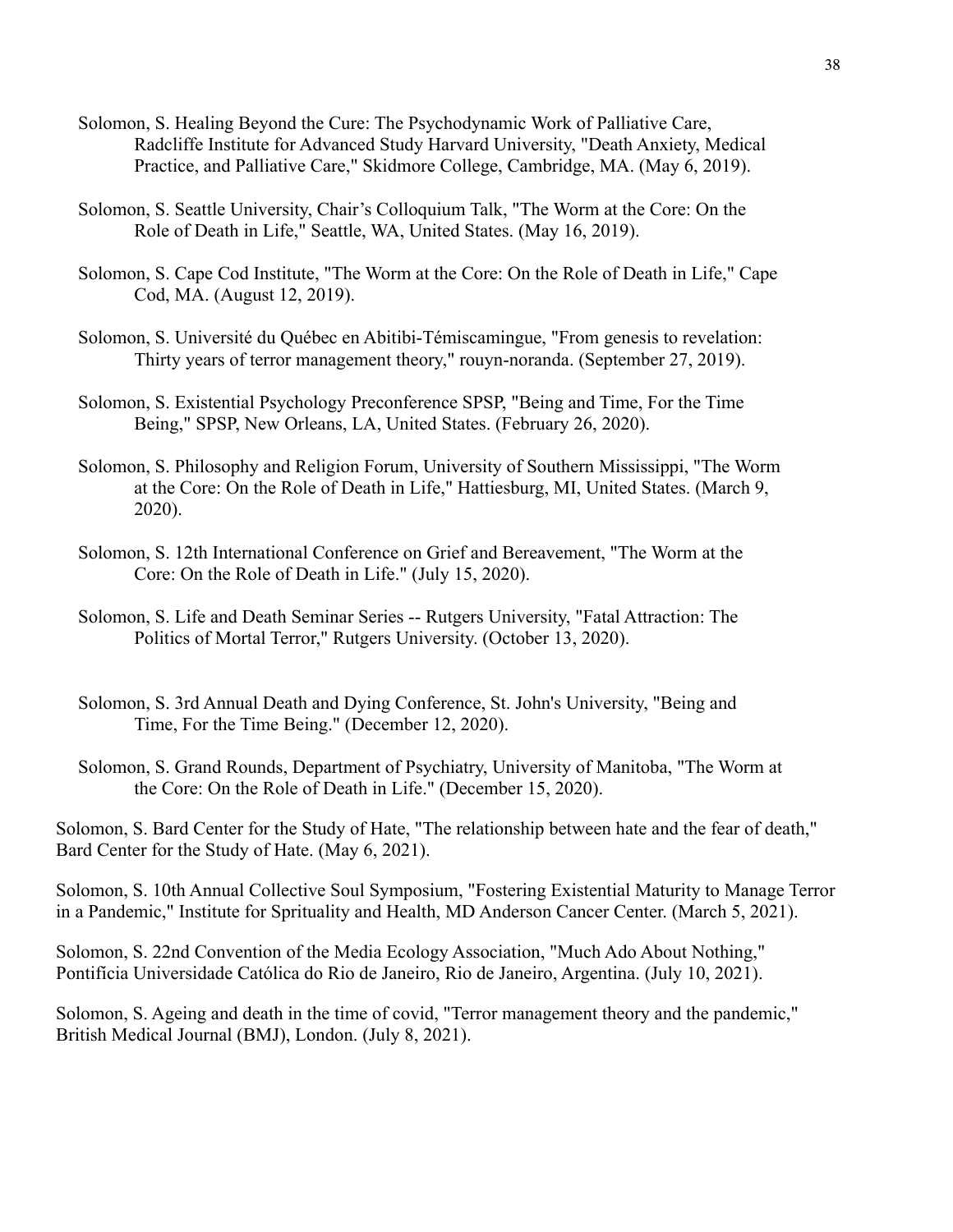Solomon, S. Healing Beyond the Cure: The Psychodynamic Work of Palliative Care, Radcliffe Institute for Advanced Study Harvard University, "Death Anxiety, Medical Practice, and Palliative Care," Skidmore College, Cambridge, MA. (May 6, 2019).

Solomon, S. Seattle University, Chair's Colloquium Talk, "The Worm at the Core: On the Role of Death in Life," Seattle, WA, United States. (May 16, 2019).

Solomon, S. Cape Cod Institute, "The Worm at the Core: On the Role of Death in Life," Cape Cod, MA. (August 12, 2019).

Solomon, S. Université du Québec en Abitibi-Témiscamingue, "From genesis to revelation: Thirty years of terror management theory," rouyn-noranda. (September 27, 2019).

Solomon, S. Existential Psychology Preconference SPSP, "Being and Time, For the Time Being," SPSP, New Orleans, LA, United States. (February 26, 2020).

Solomon, S. Philosophy and Religion Forum, University of Southern Mississippi, "The Worm at the Core: On the Role of Death in Life," Hattiesburg, MI, United States. (March 9, 2020).

Solomon, S. 12th International Conference on Grief and Bereavement, "The Worm at the Core: On the Role of Death in Life." (July 15, 2020).

Solomon, S. Life and Death Seminar Series -- Rutgers University, "Fatal Attraction: The Politics of Mortal Terror," Rutgers University. (October 13, 2020).

Solomon, S. 3rd Annual Death and Dying Conference, St. John's University, "Being and Time, For the Time Being." (December 12, 2020).

Solomon, S. Grand Rounds, Department of Psychiatry, University of Manitoba, "The Worm at the Core: On the Role of Death in Life." (December 15, 2020).

Solomon, S. Bard Center for the Study of Hate, "The relationship between hate and the fear of death," Bard Center for the Study of Hate. (May 6, 2021).

Solomon, S. 10th Annual Collective Soul Symposium, "Fostering Existential Maturity to Manage Terror in a Pandemic," Institute for Sprituality and Health, MD Anderson Cancer Center. (March 5, 2021).

Solomon, S. 22nd Convention of the Media Ecology Association, "Much Ado About Nothing," Pontifícia Universidade Católica do Rio de Janeiro, Rio de Janeiro, Argentina. (July 10, 2021).

Solomon, S. Ageing and death in the time of covid, "Terror management theory and the pandemic," British Medical Journal (BMJ), London. (July 8, 2021).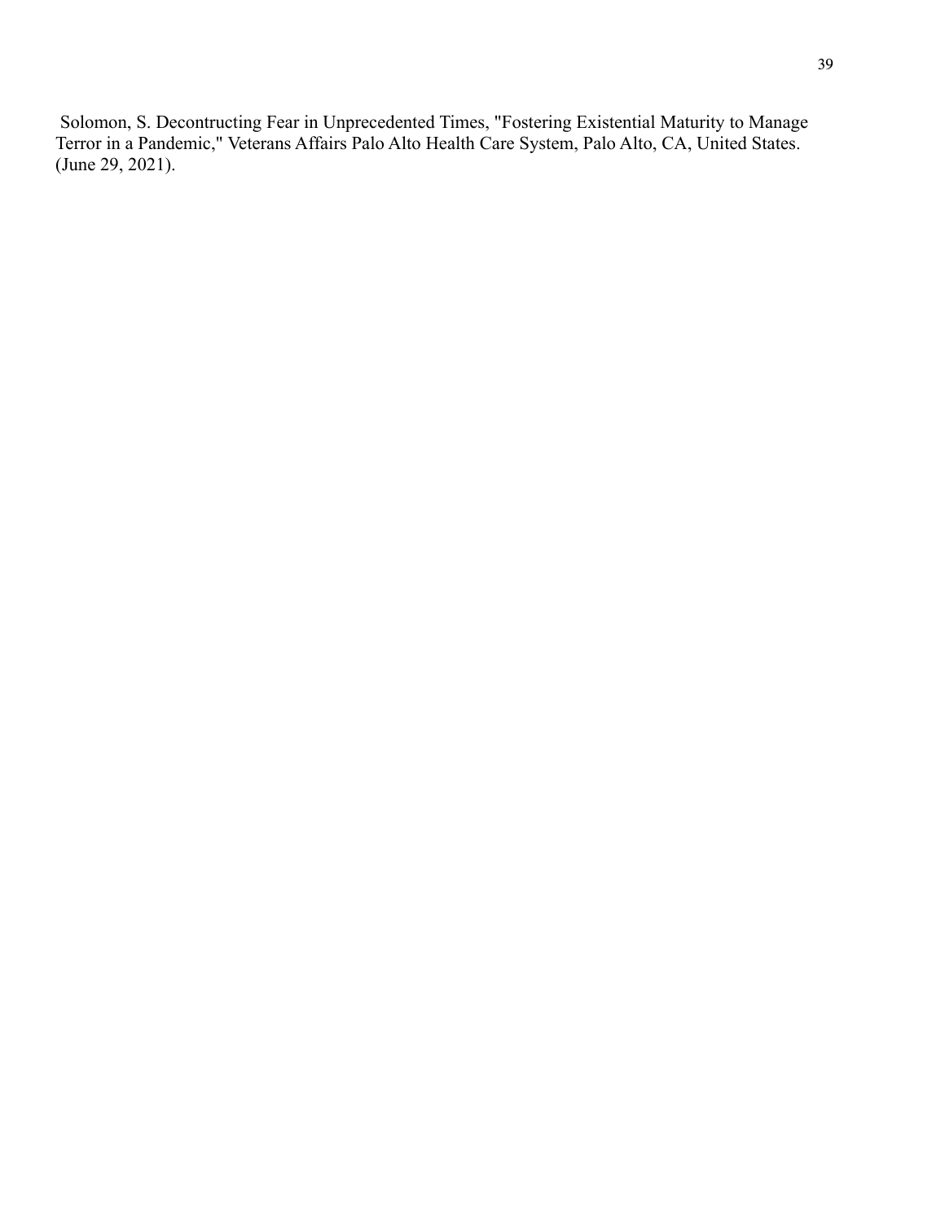Solomon, S. Decontructing Fear in Unprecedented Times, "Fostering Existential Maturity to Manage Terror in a Pandemic," Veterans Affairs Palo Alto Health Care System, Palo Alto, CA, United States. (June 29, 2021).